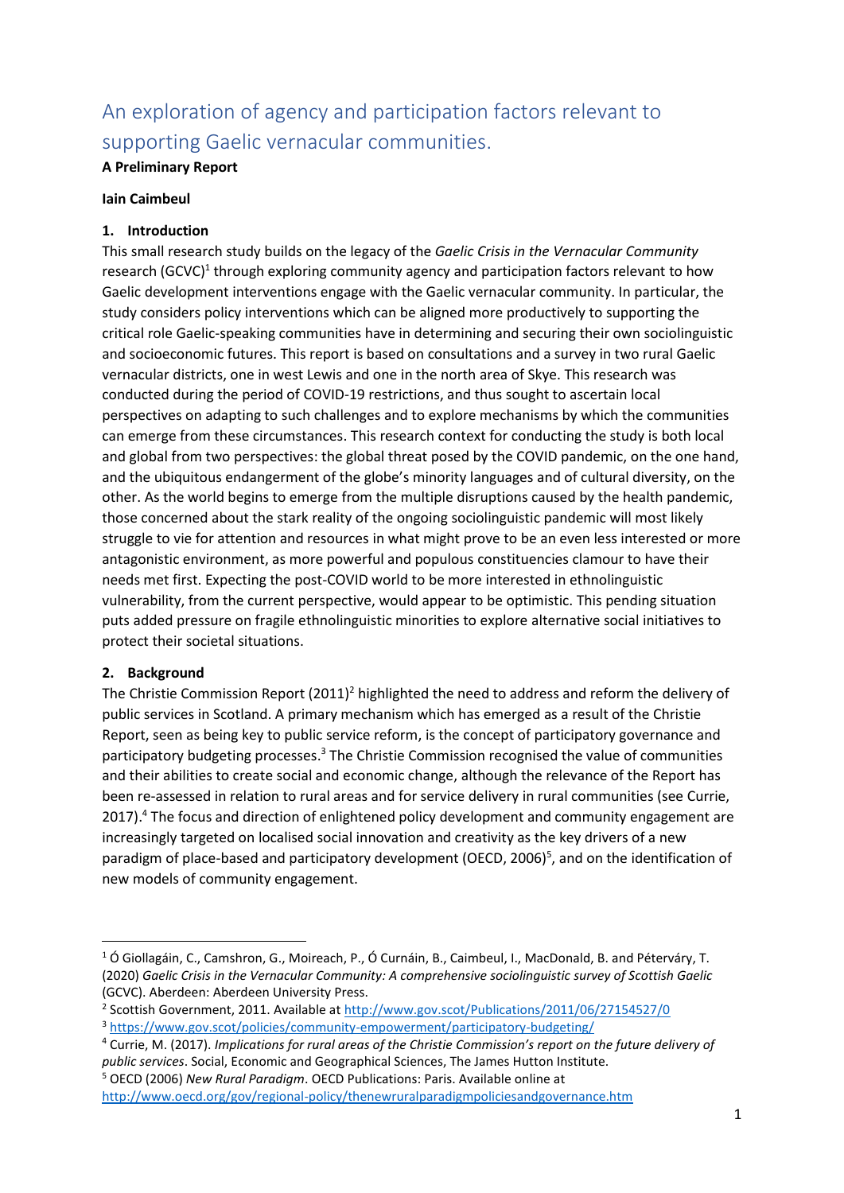# An exploration of agency and participation factors relevant to supporting Gaelic vernacular communities.

**A Preliminary Report**

**Iain Caimbeul**

## 1. Introduction

This small research study builds on the legacy of the *Gaelic Crisis in the Vernacular Community* research (GCVC)[1] through exploring community agency and participation factors relevant to how Gaelic development interventions engage with the Gaelic vernacular community. In particular, the study considers policy interventions which can be aligned more productively to supporting the critical role Gaelic-speaking communities have in determining and securing their own sociolinguistic and socioeconomic futures. This report is based on consultations and a survey in two rural Gaelic vernacular districts, one in west Lewis and one in the north area of Skye. This research was conducted during the period of COVID-19 restrictions, and thus sought to ascertain local perspectives on adapting to such challenges and to explore mechanisms by which the communities can emerge from these circumstances. This research context for conducting the study is both local and global from two perspectives: the global threat posed by the COVID pandemic, on the one hand, and the ubiquitous endangerment of the globe's minority languages and of cultural diversity, on the other. As the world begins to emerge from the multiple disruptions caused by the health pandemic, those concerned about the stark reality of the ongoing sociolinguistic pandemic will most likely struggle to vie for attention and resources in what might prove to be an even less interested or more antagonistic environment, as more powerful and populous constituencies clamour to have their needs met first. Expecting the post-COVID world to be more interested in ethnolinguistic vulnerability, from the current perspective, would appear to be optimistic. This pending situation puts added pressure on fragile ethnolinguistic minorities to explore alternative social initiatives to protect their societal situations.

## 2. Background

The Christie Commission Report (2011)[2] highlighted the need to address and reform the delivery of public services in Scotland. A primary mechanism which has emerged as a result of the Christie Report, seen as being key to public service reform, is the concept of participatory governance and participatory budgeting processes.[3] The Christie Commission recognised the value of communities and their abilities to create social and economic change, although the relevance of the Report has been re-assessed in relation to rural areas and for service delivery in rural communities (see Currie, 2017).[4] The focus and direction of enlightened policy development and community engagement are increasingly targeted on localised social innovation and creativity as the key drivers of a new paradigm of place-based and participatory development (OECD, 2006)[5], and on the identification of new models of community engagement.

---

[1] Ó Giollagáin, C., Camshron, G., Moireach, P., Ó Curnáin, B., Caimbeul, I., MacDonald, B. and Péterváry, T. (2020) *Gaelic Crisis in the Vernacular Community: A comprehensive sociolinguistic survey of Scottish Gaelic* (GCVC). Aberdeen: Aberdeen University Press.

[2] Scottish Government, 2011. Available at http://www.gov.scot/Publications/2011/06/27154527/0

[3] https://www.gov.scot/policies/community-empowerment/participatory-budgeting/

[4] Currie, M. (2017). *Implications for rural areas of the Christie Commission's report on the future delivery of public services*. Social, Economic and Geographical Sciences, The James Hutton Institute.

[5] OECD (2006) *New Rural Paradigm*. OECD Publications: Paris. Available online at http://www.oecd.org/gov/regional-policy/thenewruralparadigmpoliciesandgovernance.htm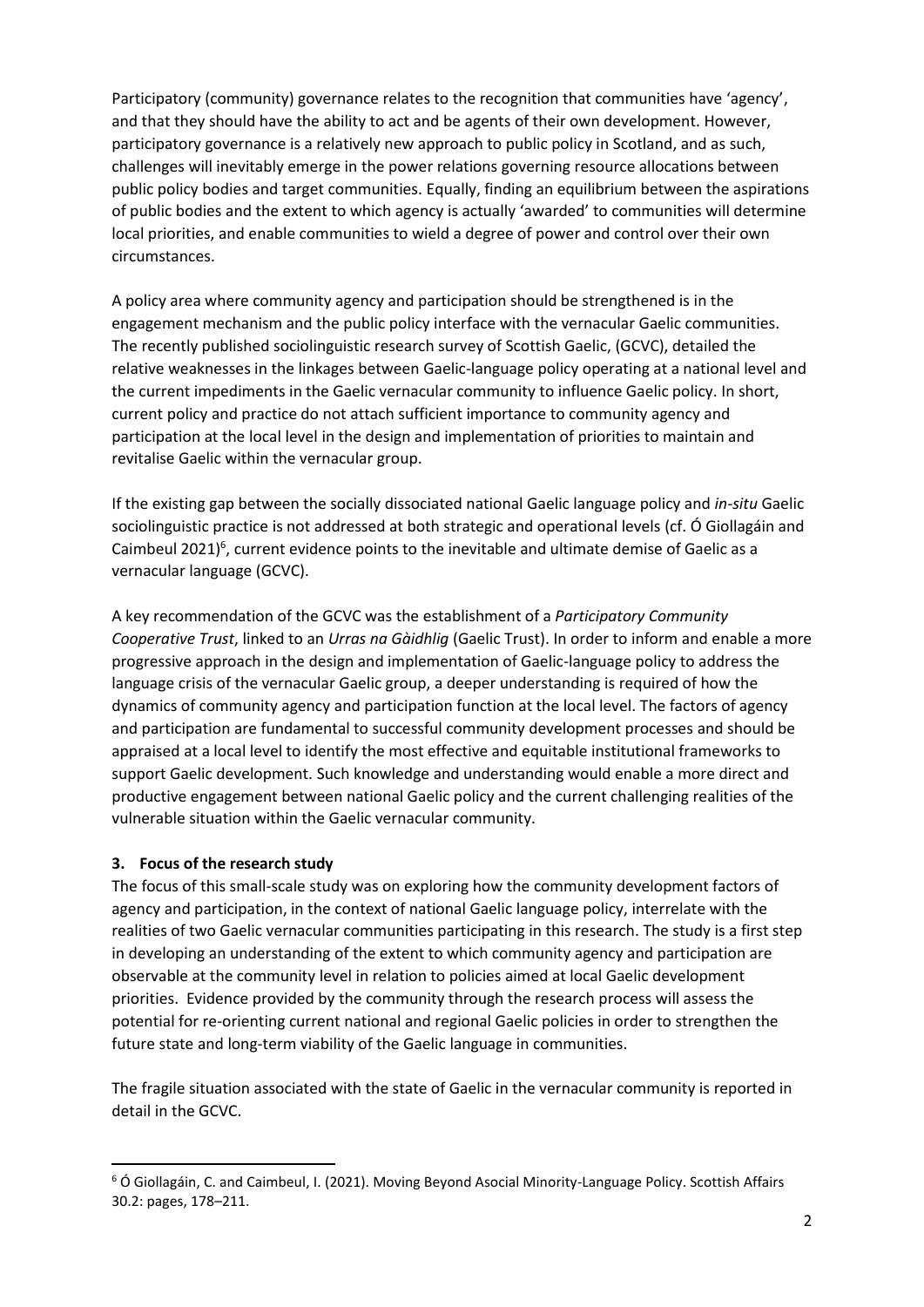Participatory (community) governance relates to the recognition that communities have 'agency', and that they should have the ability to act and be agents of their own development. However, participatory governance is a relatively new approach to public policy in Scotland, and as such, challenges will inevitably emerge in the power relations governing resource allocations between public policy bodies and target communities. Equally, finding an equilibrium between the aspirations of public bodies and the extent to which agency is actually 'awarded' to communities will determine local priorities, and enable communities to wield a degree of power and control over their own circumstances.

A policy area where community agency and participation should be strengthened is in the engagement mechanism and the public policy interface with the vernacular Gaelic communities. The recently published sociolinguistic research survey of Scottish Gaelic, (GCVC), detailed the relative weaknesses in the linkages between Gaelic-language policy operating at a national level and the current impediments in the Gaelic vernacular community to influence Gaelic policy. In short, current policy and practice do not attach sufficient importance to community agency and participation at the local level in the design and implementation of priorities to maintain and revitalise Gaelic within the vernacular group.

If the existing gap between the socially dissociated national Gaelic language policy and *in-situ* Gaelic sociolinguistic practice is not addressed at both strategic and operational levels (cf. Ó Giollagáin and Caimbeul 2021)[6], current evidence points to the inevitable and ultimate demise of Gaelic as a vernacular language (GCVC).

A key recommendation of the GCVC was the establishment of a *Participatory Community Cooperative Trust*, linked to an *Urras na Gàidhlig* (Gaelic Trust). In order to inform and enable a more progressive approach in the design and implementation of Gaelic-language policy to address the language crisis of the vernacular Gaelic group, a deeper understanding is required of how the dynamics of community agency and participation function at the local level. The factors of agency and participation are fundamental to successful community development processes and should be appraised at a local level to identify the most effective and equitable institutional frameworks to support Gaelic development. Such knowledge and understanding would enable a more direct and productive engagement between national Gaelic policy and the current challenging realities of the vulnerable situation within the Gaelic vernacular community.

## 3. Focus of the research study

The focus of this small-scale study was on exploring how the community development factors of agency and participation, in the context of national Gaelic language policy, interrelate with the realities of two Gaelic vernacular communities participating in this research. The study is a first step in developing an understanding of the extent to which community agency and participation are observable at the community level in relation to policies aimed at local Gaelic development priorities. Evidence provided by the community through the research process will assess the potential for re-orienting current national and regional Gaelic policies in order to strengthen the future state and long-term viability of the Gaelic language in communities.

The fragile situation associated with the state of Gaelic in the vernacular community is reported in detail in the GCVC.

---

[6] Ó Giollagáin, C. and Caimbeul, I. (2021). Moving Beyond Asocial Minority-Language Policy. Scottish Affairs 30.2: pages, 178–211.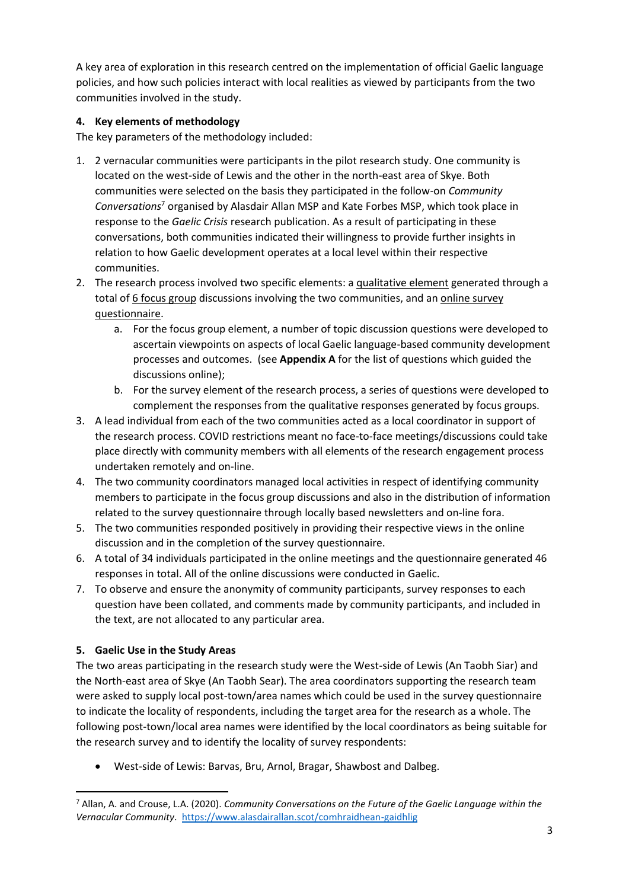A key area of exploration in this research centred on the implementation of official Gaelic language policies, and how such policies interact with local realities as viewed by participants from the two communities involved in the study.

## 4. Key elements of methodology

The key parameters of the methodology included:

1. 2 vernacular communities were participants in the pilot research study. One community is located on the west-side of Lewis and the other in the north-east area of Skye. Both communities were selected on the basis they participated in the follow-on *Community Conversations*[7] organised by Alasdair Allan MSP and Kate Forbes MSP, which took place in response to the *Gaelic Crisis* research publication. As a result of participating in these conversations, both communities indicated their willingness to provide further insights in relation to how Gaelic development operates at a local level within their respective communities.
2. The research process involved two specific elements: a qualitative element generated through a total of 6 focus group discussions involving the two communities, and an online survey questionnaire.
   a. For the focus group element, a number of topic discussion questions were developed to ascertain viewpoints on aspects of local Gaelic language-based community development processes and outcomes. (see **Appendix A** for the list of questions which guided the discussions online);
   b. For the survey element of the research process, a series of questions were developed to complement the responses from the qualitative responses generated by focus groups.
3. A lead individual from each of the two communities acted as a local coordinator in support of the research process. COVID restrictions meant no face-to-face meetings/discussions could take place directly with community members with all elements of the research engagement process undertaken remotely and on-line.
4. The two community coordinators managed local activities in respect of identifying community members to participate in the focus group discussions and also in the distribution of information related to the survey questionnaire through locally based newsletters and on-line fora.
5. The two communities responded positively in providing their respective views in the online discussion and in the completion of the survey questionnaire.
6. A total of 34 individuals participated in the online meetings and the questionnaire generated 46 responses in total. All of the online discussions were conducted in Gaelic.
7. To observe and ensure the anonymity of community participants, survey responses to each question have been collated, and comments made by community participants, and included in the text, are not allocated to any particular area.

## 5. Gaelic Use in the Study Areas

The two areas participating in the research study were the West-side of Lewis (An Taobh Siar) and the North-east area of Skye (An Taobh Sear). The area coordinators supporting the research team were asked to supply local post-town/area names which could be used in the survey questionnaire to indicate the locality of respondents, including the target area for the research as a whole. The following post-town/local area names were identified by the local coordinators as being suitable for the research survey and to identify the locality of survey respondents:

- West-side of Lewis: Barvas, Bru, Arnol, Bragar, Shawbost and Dalbeg.

---

[7] Allan, A. and Crouse, L.A. (2020). *Community Conversations on the Future of the Gaelic Language within the Vernacular Community*. https://www.alasdairallan.scot/comhraidhean-gaidhlig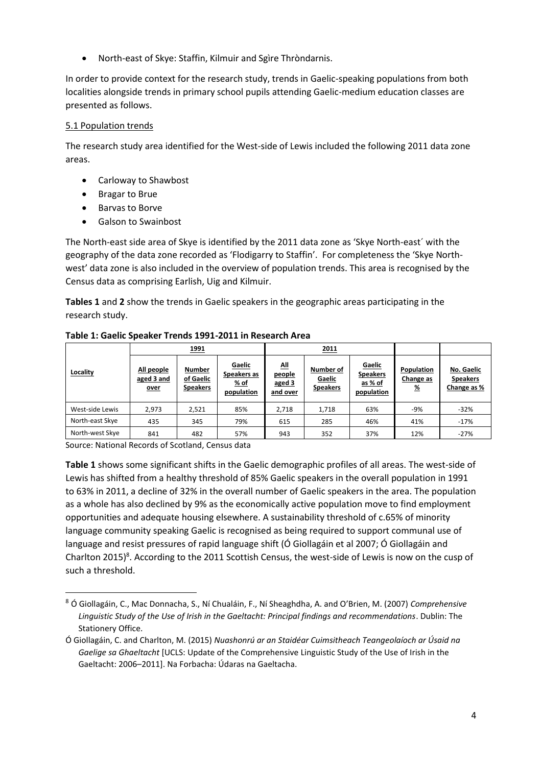- North-east of Skye: Staffin, Kilmuir and Sgìre Thròndarnis.

In order to provide context for the research study, trends in Gaelic-speaking populations from both localities alongside trends in primary school pupils attending Gaelic-medium education classes are presented as follows.

## 5.1 Population trends

The research study area identified for the West-side of Lewis included the following 2011 data zone areas.

- Carloway to Shawbost
- Bragar to Brue
- Barvas to Borve
- Galson to Swainbost

The North-east side area of Skye is identified by the 2011 data zone as 'Skye North-east´ with the geography of the data zone recorded as 'Flodigarry to Staffin'. For completeness the 'Skye North-west' data zone is also included in the overview of population trends. This area is recognised by the Census data as comprising Earlish, Uig and Kilmuir.

**Tables 1** and **2** show the trends in Gaelic speakers in the geographic areas participating in the research study.

**Table 1: Gaelic Speaker Trends 1991-2011 in Research Area**

| Locality | 1991 | | | 2011 | | | | |
|---|---|---|---|---|---|---|---|---|
| | All people aged 3 and over | Number of Gaelic Speakers | Gaelic Speakers as % of population | All people aged 3 and over | Number of Gaelic Speakers | Gaelic Speakers as % of population | Population Change as % | No. Gaelic Speakers Change as % |
| West-side Lewis | 2,973 | 2,521 | 85% | 2,718 | 1,718 | 63% | -9% | -32% |
| North-east Skye | 435 | 345 | 79% | 615 | 285 | 46% | 41% | -17% |
| North-west Skye | 841 | 482 | 57% | 943 | 352 | 37% | 12% | -27% |

Source: National Records of Scotland, Census data

**Table 1** shows some significant shifts in the Gaelic demographic profiles of all areas. The west-side of Lewis has shifted from a healthy threshold of 85% Gaelic speakers in the overall population in 1991 to 63% in 2011, a decline of 32% in the overall number of Gaelic speakers in the area. The population as a whole has also declined by 9% as the economically active population move to find employment opportunities and adequate housing elsewhere. A sustainability threshold of c.65% of minority language community speaking Gaelic is recognised as being required to support communal use of language and resist pressures of rapid language shift (Ó Giollagáin et al 2007; Ó Giollagáin and Charlton 2015)[8]. According to the 2011 Scottish Census, the west-side of Lewis is now on the cusp of such a threshold.

[8] Ó Giollagáin, C., Mac Donnacha, S., Ní Chualáin, F., Ní Sheaghdha, A. and O'Brien, M. (2007) *Comprehensive Linguistic Study of the Use of Irish in the Gaeltacht: Principal findings and recommendations*. Dublin: The Stationery Office.

Ó Giollagáin, C. and Charlton, M. (2015) *Nuashonrú ar an Staidéar Cuimsitheach Teangeolaíoch ar Úsaid na Gaelige sa Ghaeltacht* [UCLS: Update of the Comprehensive Linguistic Study of the Use of Irish in the Gaeltacht: 2006–2011]. Na Forbacha: Údaras na Gaeltacha.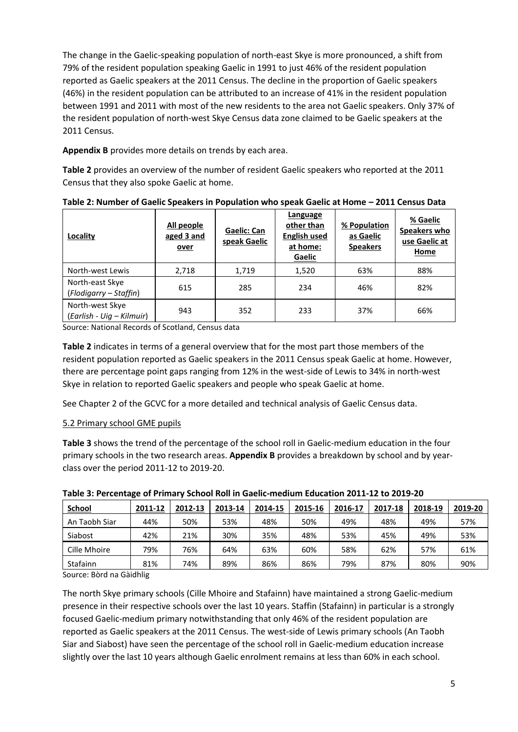The change in the Gaelic-speaking population of north-east Skye is more pronounced, a shift from 79% of the resident population speaking Gaelic in 1991 to just 46% of the resident population reported as Gaelic speakers at the 2011 Census. The decline in the proportion of Gaelic speakers (46%) in the resident population can be attributed to an increase of 41% in the resident population between 1991 and 2011 with most of the new residents to the area not Gaelic speakers. Only 37% of the resident population of north-west Skye Census data zone claimed to be Gaelic speakers at the 2011 Census.

**Appendix B** provides more details on trends by each area.

**Table 2** provides an overview of the number of resident Gaelic speakers who reported at the 2011 Census that they also spoke Gaelic at home.

**Table 2: Number of Gaelic Speakers in Population who speak Gaelic at Home – 2011 Census Data**

| Locality | All people aged 3 and over | Gaelic: Can speak Gaelic | Language other than English used at home: Gaelic | % Population as Gaelic Speakers | % Gaelic Speakers who use Gaelic at Home |
|---|---|---|---|---|---|
| North-west Lewis | 2,718 | 1,719 | 1,520 | 63% | 88% |
| North-east Skye (*Flodigarry – Staffin*) | 615 | 285 | 234 | 46% | 82% |
| North-west Skye (*Earlish - Uig – Kilmuir*) | 943 | 352 | 233 | 37% | 66% |

Source: National Records of Scotland, Census data

**Table 2** indicates in terms of a general overview that for the most part those members of the resident population reported as Gaelic speakers in the 2011 Census speak Gaelic at home. However, there are percentage point gaps ranging from 12% in the west-side of Lewis to 34% in north-west Skye in relation to reported Gaelic speakers and people who speak Gaelic at home.

See Chapter 2 of the GCVC for a more detailed and technical analysis of Gaelic Census data.

## 5.2 Primary school GME pupils

**Table 3** shows the trend of the percentage of the school roll in Gaelic-medium education in the four primary schools in the two research areas. **Appendix B** provides a breakdown by school and by year-class over the period 2011-12 to 2019-20.

**Table 3: Percentage of Primary School Roll in Gaelic-medium Education 2011-12 to 2019-20**

| School | 2011-12 | 2012-13 | 2013-14 | 2014-15 | 2015-16 | 2016-17 | 2017-18 | 2018-19 | 2019-20 |
|---|---|---|---|---|---|---|---|---|---|
| An Taobh Siar | 44% | 50% | 53% | 48% | 50% | 49% | 48% | 49% | 57% |
| Siabost | 42% | 21% | 30% | 35% | 48% | 53% | 45% | 49% | 53% |
| Cille Mhoire | 79% | 76% | 64% | 63% | 60% | 58% | 62% | 57% | 61% |
| Stafainn | 81% | 74% | 89% | 86% | 86% | 79% | 87% | 80% | 90% |

Source: Bòrd na Gàidhlig

The north Skye primary schools (Cille Mhoire and Stafainn) have maintained a strong Gaelic-medium presence in their respective schools over the last 10 years. Staffin (Stafainn) in particular is a strongly focused Gaelic-medium primary notwithstanding that only 46% of the resident population are reported as Gaelic speakers at the 2011 Census. The west-side of Lewis primary schools (An Taobh Siar and Siabost) have seen the percentage of the school roll in Gaelic-medium education increase slightly over the last 10 years although Gaelic enrolment remains at less than 60% in each school.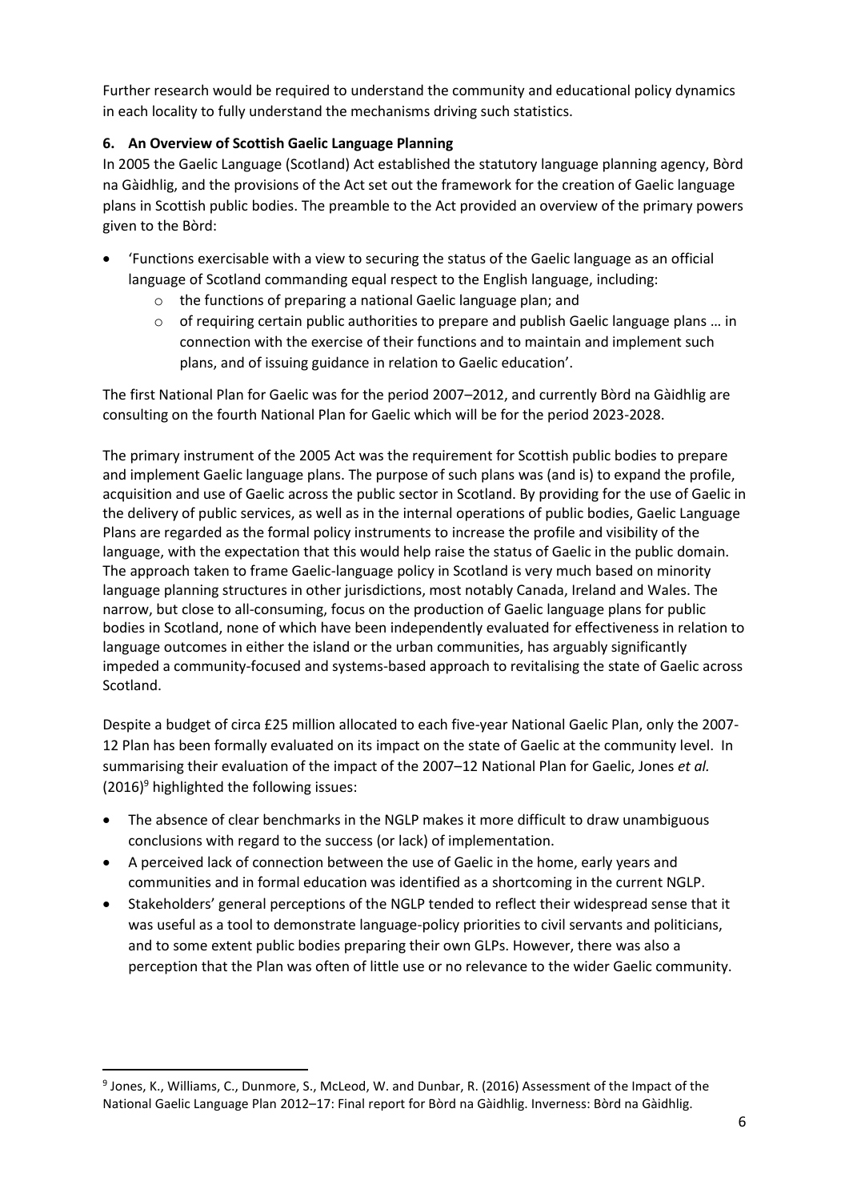Further research would be required to understand the community and educational policy dynamics in each locality to fully understand the mechanisms driving such statistics.

## 6. An Overview of Scottish Gaelic Language Planning

In 2005 the Gaelic Language (Scotland) Act established the statutory language planning agency, Bòrd na Gàidhlig, and the provisions of the Act set out the framework for the creation of Gaelic language plans in Scottish public bodies. The preamble to the Act provided an overview of the primary powers given to the Bòrd:

- 'Functions exercisable with a view to securing the status of the Gaelic language as an official language of Scotland commanding equal respect to the English language, including:
  - the functions of preparing a national Gaelic language plan; and
  - of requiring certain public authorities to prepare and publish Gaelic language plans … in connection with the exercise of their functions and to maintain and implement such plans, and of issuing guidance in relation to Gaelic education'.

The first National Plan for Gaelic was for the period 2007–2012, and currently Bòrd na Gàidhlig are consulting on the fourth National Plan for Gaelic which will be for the period 2023-2028.

The primary instrument of the 2005 Act was the requirement for Scottish public bodies to prepare and implement Gaelic language plans. The purpose of such plans was (and is) to expand the profile, acquisition and use of Gaelic across the public sector in Scotland. By providing for the use of Gaelic in the delivery of public services, as well as in the internal operations of public bodies, Gaelic Language Plans are regarded as the formal policy instruments to increase the profile and visibility of the language, with the expectation that this would help raise the status of Gaelic in the public domain. The approach taken to frame Gaelic-language policy in Scotland is very much based on minority language planning structures in other jurisdictions, most notably Canada, Ireland and Wales. The narrow, but close to all-consuming, focus on the production of Gaelic language plans for public bodies in Scotland, none of which have been independently evaluated for effectiveness in relation to language outcomes in either the island or the urban communities, has arguably significantly impeded a community-focused and systems-based approach to revitalising the state of Gaelic across Scotland.

Despite a budget of circa £25 million allocated to each five-year National Gaelic Plan, only the 2007-12 Plan has been formally evaluated on its impact on the state of Gaelic at the community level. In summarising their evaluation of the impact of the 2007–12 National Plan for Gaelic, Jones *et al.* (2016)[9] highlighted the following issues:

- The absence of clear benchmarks in the NGLP makes it more difficult to draw unambiguous conclusions with regard to the success (or lack) of implementation.
- A perceived lack of connection between the use of Gaelic in the home, early years and communities and in formal education was identified as a shortcoming in the current NGLP.
- Stakeholders' general perceptions of the NGLP tended to reflect their widespread sense that it was useful as a tool to demonstrate language-policy priorities to civil servants and politicians, and to some extent public bodies preparing their own GLPs. However, there was also a perception that the Plan was often of little use or no relevance to the wider Gaelic community.

---

[9] Jones, K., Williams, C., Dunmore, S., McLeod, W. and Dunbar, R. (2016) Assessment of the Impact of the National Gaelic Language Plan 2012–17: Final report for Bòrd na Gàidhlig. Inverness: Bòrd na Gàidhlig.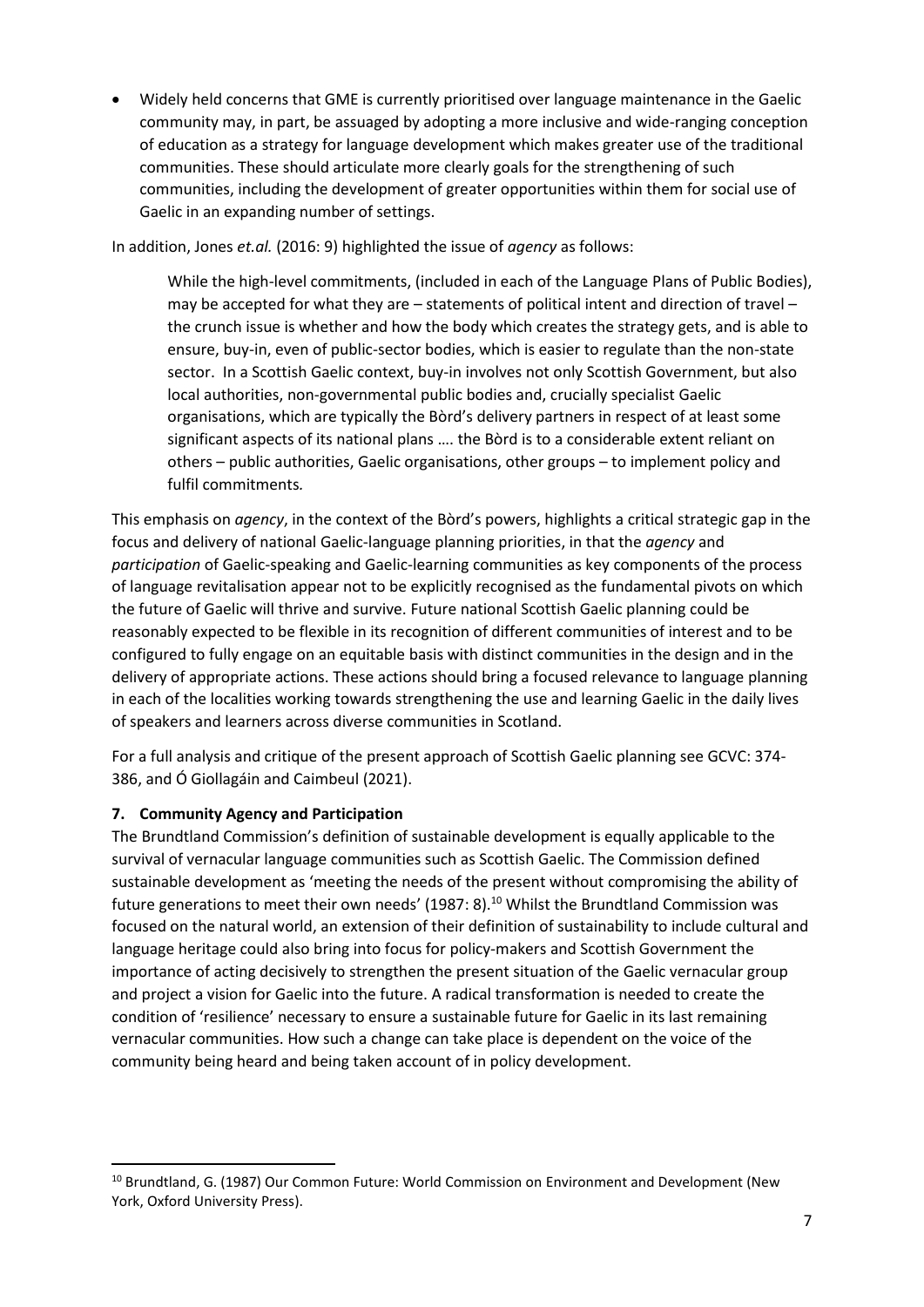- Widely held concerns that GME is currently prioritised over language maintenance in the Gaelic community may, in part, be assuaged by adopting a more inclusive and wide-ranging conception of education as a strategy for language development which makes greater use of the traditional communities. These should articulate more clearly goals for the strengthening of such communities, including the development of greater opportunities within them for social use of Gaelic in an expanding number of settings.

In addition, Jones *et.al.* (2016: 9) highlighted the issue of *agency* as follows:

> While the high-level commitments, (included in each of the Language Plans of Public Bodies), may be accepted for what they are – statements of political intent and direction of travel – the crunch issue is whether and how the body which creates the strategy gets, and is able to ensure, buy-in, even of public-sector bodies, which is easier to regulate than the non-state sector. In a Scottish Gaelic context, buy-in involves not only Scottish Government, but also local authorities, non-governmental public bodies and, crucially specialist Gaelic organisations, which are typically the Bòrd's delivery partners in respect of at least some significant aspects of its national plans …. the Bòrd is to a considerable extent reliant on others – public authorities, Gaelic organisations, other groups – to implement policy and fulfil commitments.

This emphasis on *agency*, in the context of the Bòrd's powers, highlights a critical strategic gap in the focus and delivery of national Gaelic-language planning priorities, in that the *agency* and *participation* of Gaelic-speaking and Gaelic-learning communities as key components of the process of language revitalisation appear not to be explicitly recognised as the fundamental pivots on which the future of Gaelic will thrive and survive. Future national Scottish Gaelic planning could be reasonably expected to be flexible in its recognition of different communities of interest and to be configured to fully engage on an equitable basis with distinct communities in the design and in the delivery of appropriate actions. These actions should bring a focused relevance to language planning in each of the localities working towards strengthening the use and learning Gaelic in the daily lives of speakers and learners across diverse communities in Scotland.

For a full analysis and critique of the present approach of Scottish Gaelic planning see GCVC: 374-386, and Ó Giollagáin and Caimbeul (2021).

## 7. Community Agency and Participation

The Brundtland Commission's definition of sustainable development is equally applicable to the survival of vernacular language communities such as Scottish Gaelic. The Commission defined sustainable development as 'meeting the needs of the present without compromising the ability of future generations to meet their own needs' (1987: 8).[10] Whilst the Brundtland Commission was focused on the natural world, an extension of their definition of sustainability to include cultural and language heritage could also bring into focus for policy-makers and Scottish Government the importance of acting decisively to strengthen the present situation of the Gaelic vernacular group and project a vision for Gaelic into the future. A radical transformation is needed to create the condition of 'resilience' necessary to ensure a sustainable future for Gaelic in its last remaining vernacular communities. How such a change can take place is dependent on the voice of the community being heard and being taken account of in policy development.

---

[10] Brundtland, G. (1987) Our Common Future: World Commission on Environment and Development (New York, Oxford University Press).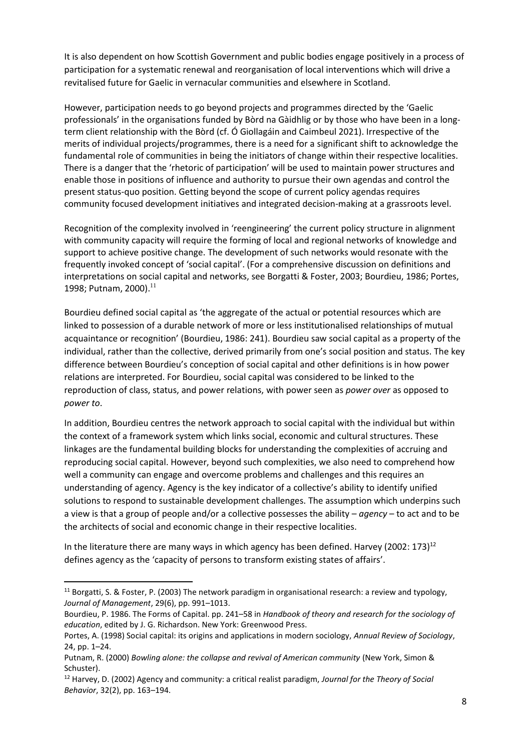It is also dependent on how Scottish Government and public bodies engage positively in a process of participation for a systematic renewal and reorganisation of local interventions which will drive a revitalised future for Gaelic in vernacular communities and elsewhere in Scotland.

However, participation needs to go beyond projects and programmes directed by the 'Gaelic professionals' in the organisations funded by Bòrd na Gàidhlig or by those who have been in a long-term client relationship with the Bòrd (cf. Ó Giollagáin and Caimbeul 2021). Irrespective of the merits of individual projects/programmes, there is a need for a significant shift to acknowledge the fundamental role of communities in being the initiators of change within their respective localities. There is a danger that the 'rhetoric of participation' will be used to maintain power structures and enable those in positions of influence and authority to pursue their own agendas and control the present status-quo position. Getting beyond the scope of current policy agendas requires community focused development initiatives and integrated decision-making at a grassroots level.

Recognition of the complexity involved in 'reengineering' the current policy structure in alignment with community capacity will require the forming of local and regional networks of knowledge and support to achieve positive change. The development of such networks would resonate with the frequently invoked concept of 'social capital'. (For a comprehensive discussion on definitions and interpretations on social capital and networks, see Borgatti & Foster, 2003; Bourdieu, 1986; Portes, 1998; Putnam, 2000).[11]

Bourdieu defined social capital as 'the aggregate of the actual or potential resources which are linked to possession of a durable network of more or less institutionalised relationships of mutual acquaintance or recognition' (Bourdieu, 1986: 241). Bourdieu saw social capital as a property of the individual, rather than the collective, derived primarily from one's social position and status. The key difference between Bourdieu's conception of social capital and other definitions is in how power relations are interpreted. For Bourdieu, social capital was considered to be linked to the reproduction of class, status, and power relations, with power seen as *power over* as opposed to *power to*.

In addition, Bourdieu centres the network approach to social capital with the individual but within the context of a framework system which links social, economic and cultural structures. These linkages are the fundamental building blocks for understanding the complexities of accruing and reproducing social capital. However, beyond such complexities, we also need to comprehend how well a community can engage and overcome problems and challenges and this requires an understanding of agency. Agency is the key indicator of a collective's ability to identify unified solutions to respond to sustainable development challenges. The assumption which underpins such a view is that a group of people and/or a collective possesses the ability – *agency* – to act and to be the architects of social and economic change in their respective localities.

In the literature there are many ways in which agency has been defined. Harvey (2002: 173)[12] defines agency as the 'capacity of persons to transform existing states of affairs'.

---

[11] Borgatti, S. & Foster, P. (2003) The network paradigm in organisational research: a review and typology, *Journal of Management*, 29(6), pp. 991–1013.

Bourdieu, P. 1986. The Forms of Capital. pp. 241–58 in *Handbook of theory and research for the sociology of education*, edited by J. G. Richardson. New York: Greenwood Press.

Portes, A. (1998) Social capital: its origins and applications in modern sociology, *Annual Review of Sociology*, 24, pp. 1–24.

Putnam, R. (2000) *Bowling alone: the collapse and revival of American community* (New York, Simon & Schuster).

[12] Harvey, D. (2002) Agency and community: a critical realist paradigm, *Journal for the Theory of Social Behavior*, 32(2), pp. 163–194.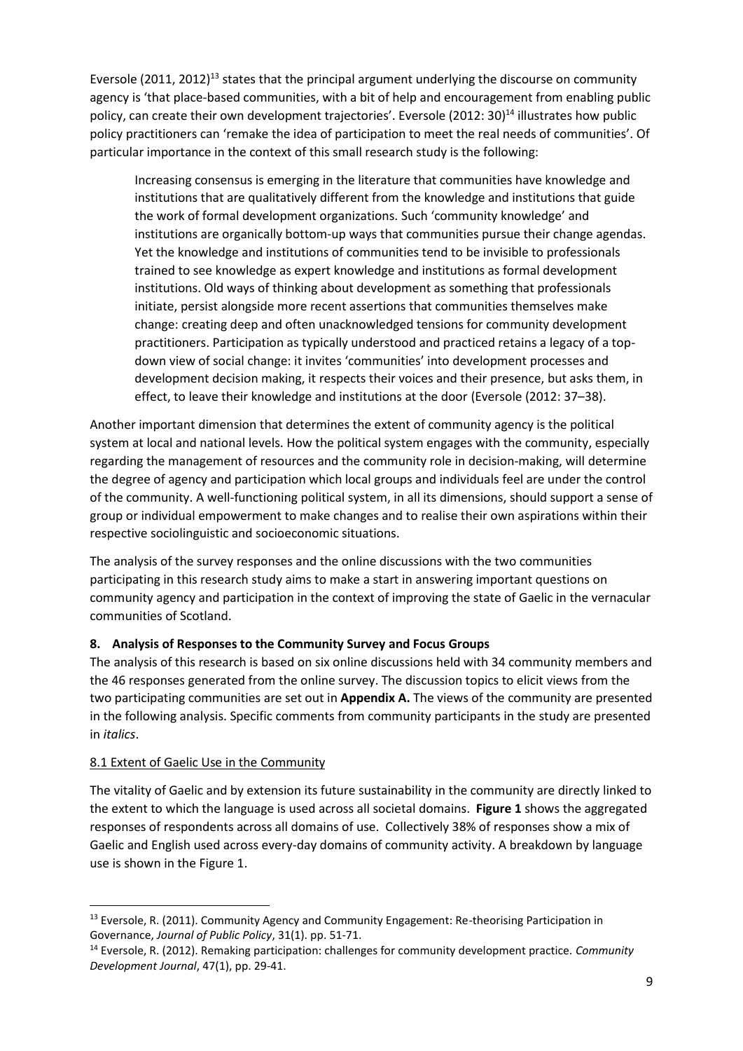Eversole (2011, 2012)[13] states that the principal argument underlying the discourse on community agency is 'that place-based communities, with a bit of help and encouragement from enabling public policy, can create their own development trajectories'. Eversole (2012: 30)[14] illustrates how public policy practitioners can 'remake the idea of participation to meet the real needs of communities'. Of particular importance in the context of this small research study is the following:

> Increasing consensus is emerging in the literature that communities have knowledge and institutions that are qualitatively different from the knowledge and institutions that guide the work of formal development organizations. Such 'community knowledge' and institutions are organically bottom-up ways that communities pursue their change agendas. Yet the knowledge and institutions of communities tend to be invisible to professionals trained to see knowledge as expert knowledge and institutions as formal development institutions. Old ways of thinking about development as something that professionals initiate, persist alongside more recent assertions that communities themselves make change: creating deep and often unacknowledged tensions for community development practitioners. Participation as typically understood and practiced retains a legacy of a top-down view of social change: it invites 'communities' into development processes and development decision making, it respects their voices and their presence, but asks them, in effect, to leave their knowledge and institutions at the door (Eversole (2012: 37–38).

Another important dimension that determines the extent of community agency is the political system at local and national levels. How the political system engages with the community, especially regarding the management of resources and the community role in decision-making, will determine the degree of agency and participation which local groups and individuals feel are under the control of the community. A well-functioning political system, in all its dimensions, should support a sense of group or individual empowerment to make changes and to realise their own aspirations within their respective sociolinguistic and socioeconomic situations.

The analysis of the survey responses and the online discussions with the two communities participating in this research study aims to make a start in answering important questions on community agency and participation in the context of improving the state of Gaelic in the vernacular communities of Scotland.

## 8. Analysis of Responses to the Community Survey and Focus Groups

The analysis of this research is based on six online discussions held with 34 community members and the 46 responses generated from the online survey. The discussion topics to elicit views from the two participating communities are set out in **Appendix A.** The views of the community are presented in the following analysis. Specific comments from community participants in the study are presented in *italics*.

### 8.1 Extent of Gaelic Use in the Community

The vitality of Gaelic and by extension its future sustainability in the community are directly linked to the extent to which the language is used across all societal domains. **Figure 1** shows the aggregated responses of respondents across all domains of use. Collectively 38% of responses show a mix of Gaelic and English used across every-day domains of community activity. A breakdown by language use is shown in the Figure 1.

---

[13] Eversole, R. (2011). Community Agency and Community Engagement: Re-theorising Participation in Governance, *Journal of Public Policy*, 31(1). pp. 51-71.

[14] Eversole, R. (2012). Remaking participation: challenges for community development practice. *Community Development Journal*, 47(1), pp. 29-41.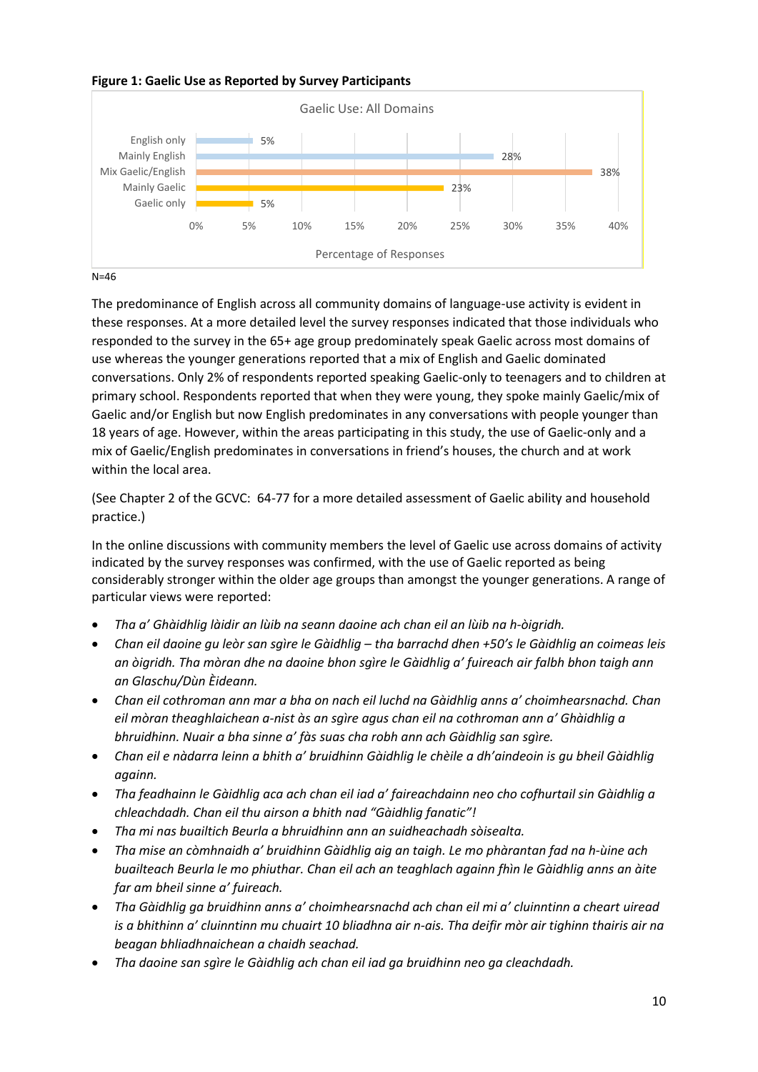**Figure 1: Gaelic Use as Reported by Survey Participants**

Gaelic Use: All Domains

| Category | Percentage of Responses |
|---|---|
| English only | 5% |
| Mainly English | 28% |
| Mix Gaelic/English | 38% |
| Mainly Gaelic | 23% |
| Gaelic only | 5% |

N=46

The predominance of English across all community domains of language-use activity is evident in these responses. At a more detailed level the survey responses indicated that those individuals who responded to the survey in the 65+ age group predominately speak Gaelic across most domains of use whereas the younger generations reported that a mix of English and Gaelic dominated conversations. Only 2% of respondents reported speaking Gaelic-only to teenagers and to children at primary school. Respondents reported that when they were young, they spoke mainly Gaelic/mix of Gaelic and/or English but now English predominates in any conversations with people younger than 18 years of age. However, within the areas participating in this study, the use of Gaelic-only and a mix of Gaelic/English predominates in conversations in friend's houses, the church and at work within the local area.

(See Chapter 2 of the GCVC: 64-77 for a more detailed assessment of Gaelic ability and household practice.)

In the online discussions with community members the level of Gaelic use across domains of activity indicated by the survey responses was confirmed, with the use of Gaelic reported as being considerably stronger within the older age groups than amongst the younger generations. A range of particular views were reported:

- *Tha a' Ghàidhlig làidir an lùib na seann daoine ach chan eil an lùib na h-òigridh.*
- *Chan eil daoine gu leòr san sgìre le Gàidhlig – tha barrachd dhen +50's le Gàidhlig an coimeas leis an òigridh. Tha mòran dhe na daoine bhon sgìre le Gàidhlig a' fuireach air falbh bhon taigh ann an Glaschu/Dùn Èideann.*
- *Chan eil cothroman ann mar a bha on nach eil luchd na Gàidhlig anns a' choimhearsnachd. Chan eil mòran theaghlaichean a-nist às an sgìre agus chan eil na cothroman ann a' Ghàidhlig a bhruidhinn. Nuair a bha sinne a' fàs suas cha robh ann ach Gàidhlig san sgìre.*
- *Chan eil e nàdarra leinn a bhith a' bruidhinn Gàidhlig le chèile a dh'aindeoin is gu bheil Gàidhlig againn.*
- *Tha feadhainn le Gàidhlig aca ach chan eil iad a' faireachdainn neo cho cofhurtail sin Gàidhlig a chleachdadh. Chan eil thu airson a bhith nad "Gàidhlig fanatic"!*
- *Tha mi nas buailtich Beurla a bhruidhinn ann an suidheachadh sòisealta.*
- *Tha mise an còmhnaidh a' bruidhinn Gàidhlig aig an taigh. Le mo phàrantan fad na h-ùine ach buailteach Beurla le mo phiuthar. Chan eil ach an teaghlach againn fhìn le Gàidhlig anns an àite far am bheil sinne a' fuireach.*
- *Tha Gàidhlig ga bruidhinn anns a' choimhearsnachd ach chan eil mi a' cluinntinn a cheart uiread is a bhithinn a' cluinntinn mu chuairt 10 bliadhna air n-ais. Tha deifir mòr air tighinn thairis air na beagan bhliadhnaichean a chaidh seachad.*
- *Tha daoine san sgìre le Gàidhlig ach chan eil iad ga bruidhinn neo ga cleachdadh.*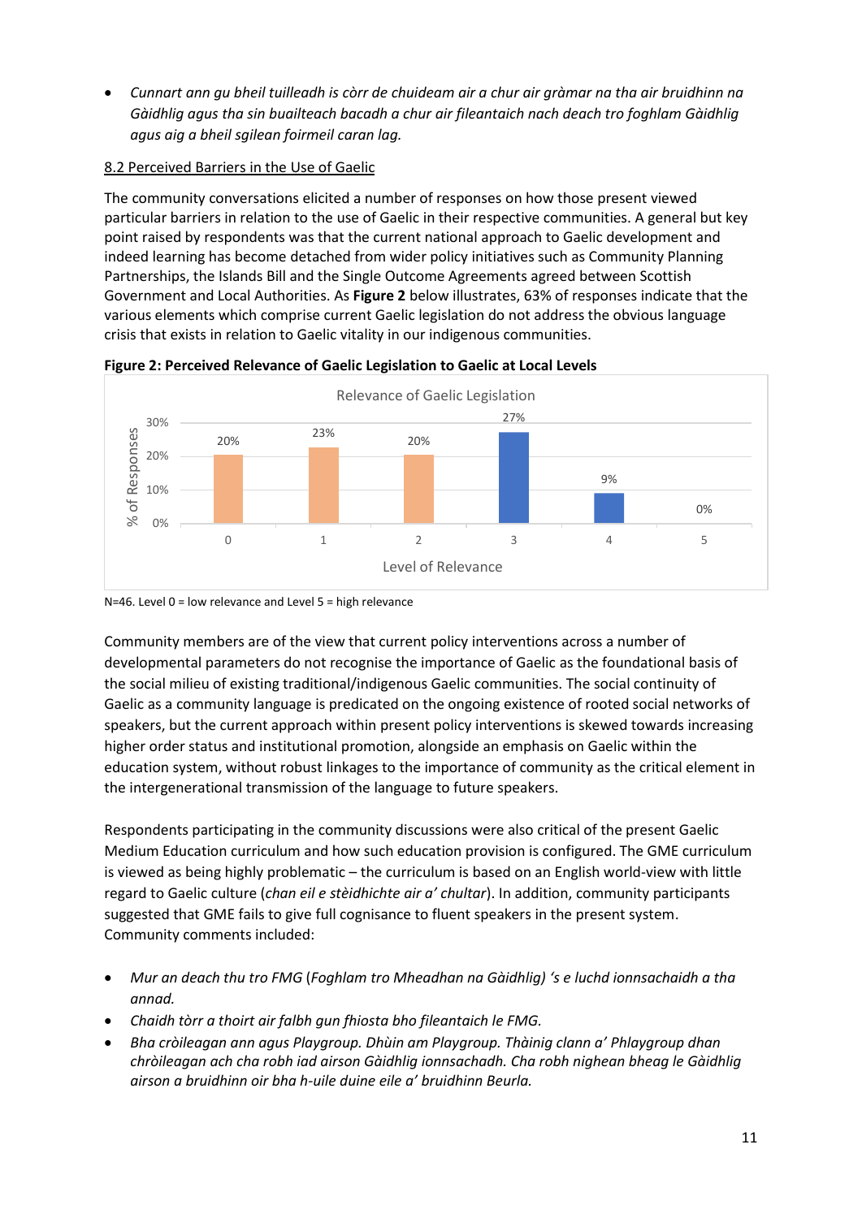- *Cunnart ann gu bheil tuilleadh is còrr de chuideam air a chur air gràmar na tha air bruidhinn na Gàidhlig agus tha sin buailteach bacadh a chur air fileantaich nach deach tro foghlam Gàidhlig agus aig a bheil sgilean foirmeil caran lag.*

## 8.2 Perceived Barriers in the Use of Gaelic

The community conversations elicited a number of responses on how those present viewed particular barriers in relation to the use of Gaelic in their respective communities. A general but key point raised by respondents was that the current national approach to Gaelic development and indeed learning has become detached from wider policy initiatives such as Community Planning Partnerships, the Islands Bill and the Single Outcome Agreements agreed between Scottish Government and Local Authorities. As **Figure 2** below illustrates, 63% of responses indicate that the various elements which comprise current Gaelic legislation do not address the obvious language crisis that exists in relation to Gaelic vitality in our indigenous communities.

**Figure 2: Perceived Relevance of Gaelic Legislation to Gaelic at Local Levels**

Relevance of Gaelic Legislation

| Level of Relevance | % of Responses |
|---|---|
| 0 | 20% |
| 1 | 23% |
| 2 | 20% |
| 3 | 27% |
| 4 | 9% |
| 5 | 0% |

N=46. Level 0 = low relevance and Level 5 = high relevance

Community members are of the view that current policy interventions across a number of developmental parameters do not recognise the importance of Gaelic as the foundational basis of the social milieu of existing traditional/indigenous Gaelic communities. The social continuity of Gaelic as a community language is predicated on the ongoing existence of rooted social networks of speakers, but the current approach within present policy interventions is skewed towards increasing higher order status and institutional promotion, alongside an emphasis on Gaelic within the education system, without robust linkages to the importance of community as the critical element in the intergenerational transmission of the language to future speakers.

Respondents participating in the community discussions were also critical of the present Gaelic Medium Education curriculum and how such education provision is configured. The GME curriculum is viewed as being highly problematic – the curriculum is based on an English world-view with little regard to Gaelic culture (*chan eil e stèidhichte air a' chultar*). In addition, community participants suggested that GME fails to give full cognisance to fluent speakers in the present system. Community comments included:

- *Mur an deach thu tro FMG* (*Foghlam tro Mheadhan na Gàidhlig) 's e luchd ionnsachaidh a tha annad.*
- *Chaidh tòrr a thoirt air falbh gun fhiosta bho fileantaich le FMG.*
- *Bha cròileagan ann agus Playgroup. Dhùin am Playgroup. Thàinig clann a' Phlaygroup dhan chròileagan ach cha robh iad airson Gàidhlig ionnsachadh. Cha robh nighean bheag le Gàidhlig airson a bruidhinn oir bha h-uile duine eile a' bruidhinn Beurla.*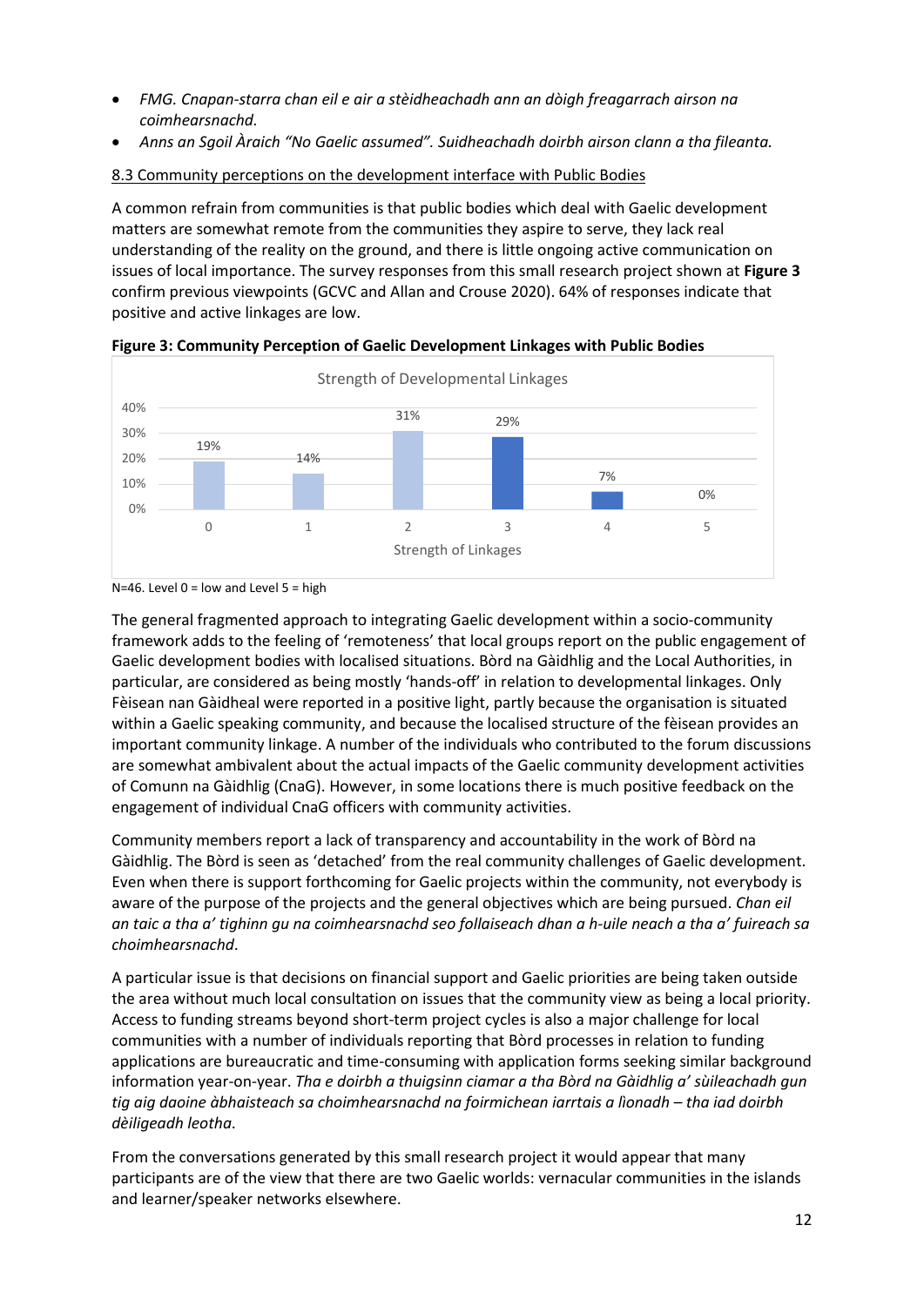- *FMG. Cnapan-starra chan eil e air a stèidheachadh ann an dòigh freagarrach airson na coimhearsnachd.*
- *Anns an Sgoil Àraich "No Gaelic assumed". Suidheachadh doirbh airson clann a tha fileanta.*

8.3 Community perceptions on the development interface with Public Bodies

A common refrain from communities is that public bodies which deal with Gaelic development matters are somewhat remote from the communities they aspire to serve, they lack real understanding of the reality on the ground, and there is little ongoing active communication on issues of local importance. The survey responses from this small research project shown at **Figure 3** confirm previous viewpoints (GCVC and Allan and Crouse 2020). 64% of responses indicate that positive and active linkages are low.

**Figure 3: Community Perception of Gaelic Development Linkages with Public Bodies**

Strength of Developmental Linkages

| Strength of Linkages | 0 | 1 | 2 | 3 | 4 | 5 |
|---|---|---|---|---|---|---|
| % | 19% | 14% | 31% | 29% | 7% | 0% |

N=46. Level 0 = low and Level 5 = high

The general fragmented approach to integrating Gaelic development within a socio-community framework adds to the feeling of 'remoteness' that local groups report on the public engagement of Gaelic development bodies with localised situations. Bòrd na Gàidhlig and the Local Authorities, in particular, are considered as being mostly 'hands-off' in relation to developmental linkages. Only Fèisean nan Gàidheal were reported in a positive light, partly because the organisation is situated within a Gaelic speaking community, and because the localised structure of the fèisean provides an important community linkage. A number of the individuals who contributed to the forum discussions are somewhat ambivalent about the actual impacts of the Gaelic community development activities of Comunn na Gàidhlig (CnaG). However, in some locations there is much positive feedback on the engagement of individual CnaG officers with community activities.

Community members report a lack of transparency and accountability in the work of Bòrd na Gàidhlig. The Bòrd is seen as 'detached' from the real community challenges of Gaelic development. Even when there is support forthcoming for Gaelic projects within the community, not everybody is aware of the purpose of the projects and the general objectives which are being pursued. *Chan eil an taic a tha a' tighinn gu na coimhearsnachd seo follaiseach dhan a h-uile neach a tha a' fuireach sa choimhearsnachd*.

A particular issue is that decisions on financial support and Gaelic priorities are being taken outside the area without much local consultation on issues that the community view as being a local priority. Access to funding streams beyond short-term project cycles is also a major challenge for local communities with a number of individuals reporting that Bòrd processes in relation to funding applications are bureaucratic and time-consuming with application forms seeking similar background information year-on-year. *Tha e doirbh a thuigsinn ciamar a tha Bòrd na Gàidhlig a' sùileachadh gun tig aig daoine àbhaisteach sa choimhearsnachd na foirmichean iarrtais a lìonadh – tha iad doirbh dèiligeadh leotha*.

From the conversations generated by this small research project it would appear that many participants are of the view that there are two Gaelic worlds: vernacular communities in the islands and learner/speaker networks elsewhere.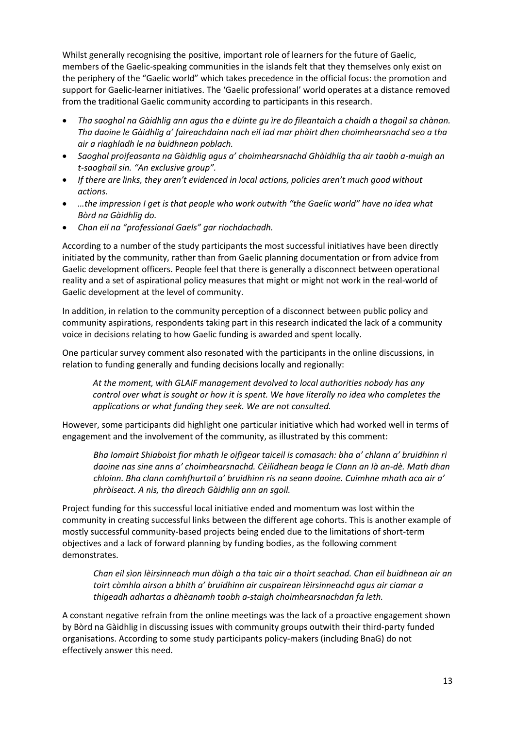Whilst generally recognising the positive, important role of learners for the future of Gaelic, members of the Gaelic-speaking communities in the islands felt that they themselves only exist on the periphery of the "Gaelic world" which takes precedence in the official focus: the promotion and support for Gaelic-learner initiatives. The 'Gaelic professional' world operates at a distance removed from the traditional Gaelic community according to participants in this research.

- *Tha saoghal na Gàidhlig ann agus tha e dùinte gu ìre do fileantaich a chaidh a thogail sa chànan. Tha daoine le Gàidhlig a' faireachdainn nach eil iad mar phàirt dhen choimhearsnachd seo a tha air a riaghladh le na buidhnean poblach.*
- *Saoghal proifeasanta na Gàidhlig agus a' choimhearsnachd Ghàidhlig tha air taobh a-muigh an t-saoghail sin. "An exclusive group".*
- *If there are links, they aren't evidenced in local actions, policies aren't much good without actions.*
- *…the impression I get is that people who work outwith "the Gaelic world" have no idea what Bòrd na Gàidhlig do.*
- *Chan eil na "professional Gaels" gar riochdachadh.*

According to a number of the study participants the most successful initiatives have been directly initiated by the community, rather than from Gaelic planning documentation or from advice from Gaelic development officers. People feel that there is generally a disconnect between operational reality and a set of aspirational policy measures that might or might not work in the real-world of Gaelic development at the level of community.

In addition, in relation to the community perception of a disconnect between public policy and community aspirations, respondents taking part in this research indicated the lack of a community voice in decisions relating to how Gaelic funding is awarded and spent locally.

One particular survey comment also resonated with the participants in the online discussions, in relation to funding generally and funding decisions locally and regionally:

> *At the moment, with GLAIF management devolved to local authorities nobody has any control over what is sought or how it is spent. We have literally no idea who completes the applications or what funding they seek. We are not consulted.*

However, some participants did highlight one particular initiative which had worked well in terms of engagement and the involvement of the community, as illustrated by this comment:

> *Bha Iomairt Shiaboist fìor mhath le oifigear taiceil is comasach: bha a' chlann a' bruidhinn ri daoine nas sine anns a' choimhearsnachd. Cèilidhean beaga le Clann an là an-dè. Math dhan chloinn. Bha clann comhfhurtail a' bruidhinn ris na seann daoine. Cuimhne mhath aca air a' phròiseact. A nis, tha dìreach Gàidhlig ann an sgoil.*

Project funding for this successful local initiative ended and momentum was lost within the community in creating successful links between the different age cohorts. This is another example of mostly successful community-based projects being ended due to the limitations of short-term objectives and a lack of forward planning by funding bodies, as the following comment demonstrates.

> *Chan eil sìon lèirsinneach mun dòigh a tha taic air a thoirt seachad. Chan eil buidhnean air an toirt còmhla airson a bhith a' bruidhinn air cuspairean lèirsinneachd agus air ciamar a thigeadh adhartas a dhèanamh taobh a-staigh choimhearsnachdan fa leth.*

A constant negative refrain from the online meetings was the lack of a proactive engagement shown by Bòrd na Gàidhlig in discussing issues with community groups outwith their third-party funded organisations. According to some study participants policy-makers (including BnaG) do not effectively answer this need.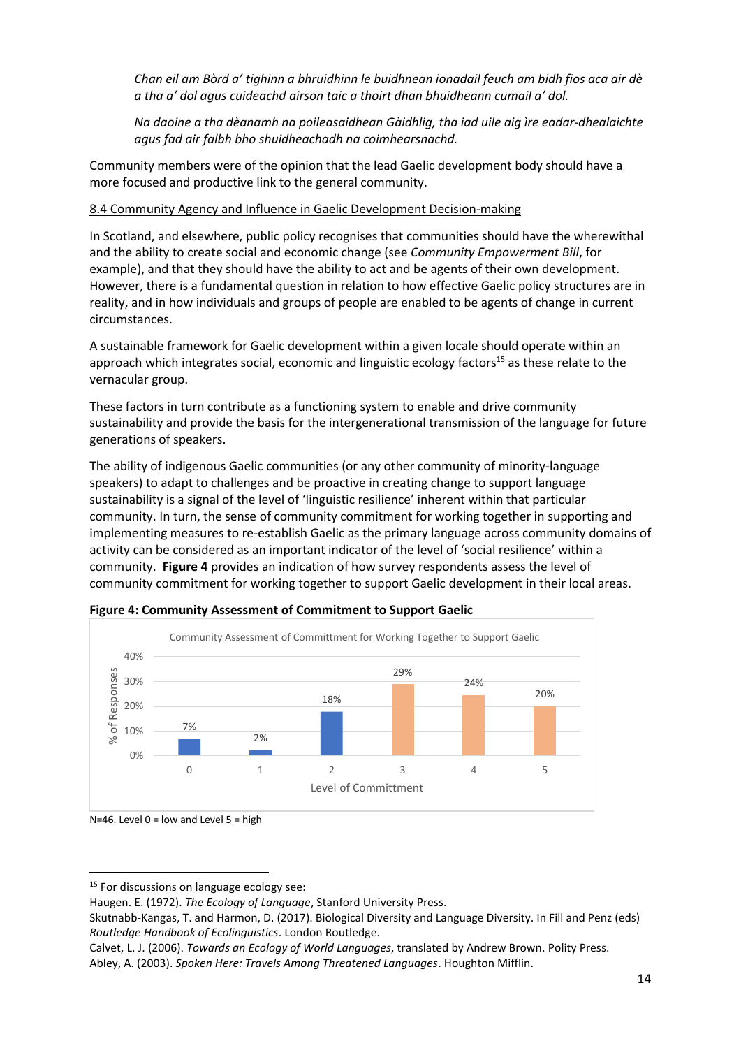*Chan eil am Bòrd a' tighinn a bhruidhinn le buidhnean ionadail feuch am bidh fios aca air dè a tha a' dol agus cuideachd airson taic a thoirt dhan bhuidheann cumail a' dol.*

*Na daoine a tha dèanamh na poileasaidhean Gàidhlig, tha iad uile aig ìre eadar-dhealaichte agus fad air falbh bho shuidheachadh na coimhearsnachd.*

Community members were of the opinion that the lead Gaelic development body should have a more focused and productive link to the general community.

8.4 Community Agency and Influence in Gaelic Development Decision-making

In Scotland, and elsewhere, public policy recognises that communities should have the wherewithal and the ability to create social and economic change (see *Community Empowerment Bill*, for example), and that they should have the ability to act and be agents of their own development. However, there is a fundamental question in relation to how effective Gaelic policy structures are in reality, and in how individuals and groups of people are enabled to be agents of change in current circumstances.

A sustainable framework for Gaelic development within a given locale should operate within an approach which integrates social, economic and linguistic ecology factors[15] as these relate to the vernacular group.

These factors in turn contribute as a functioning system to enable and drive community sustainability and provide the basis for the intergenerational transmission of the language for future generations of speakers.

The ability of indigenous Gaelic communities (or any other community of minority-language speakers) to adapt to challenges and be proactive in creating change to support language sustainability is a signal of the level of 'linguistic resilience' inherent within that particular community. In turn, the sense of community commitment for working together in supporting and implementing measures to re-establish Gaelic as the primary language across community domains of activity can be considered as an important indicator of the level of 'social resilience' within a community. **Figure 4** provides an indication of how survey respondents assess the level of community commitment for working together to support Gaelic development in their local areas.

**Figure 4: Community Assessment of Commitment to Support Gaelic**

Community Assessment of Committment for Working Together to Support Gaelic

| Level of Committment | 0 | 1 | 2 | 3 | 4 | 5 |
|---|---|---|---|---|---|---|
| % of Responses | 7% | 2% | 18% | 29% | 24% | 20% |

N=46. Level 0 = low and Level 5 = high

---

[15] For discussions on language ecology see:
Haugen. E. (1972). *The Ecology of Language*, Stanford University Press.
Skutnabb-Kangas, T. and Harmon, D. (2017). Biological Diversity and Language Diversity. In Fill and Penz (eds) *Routledge Handbook of Ecolinguistics*. London Routledge.
Calvet, L. J. (2006). *Towards an Ecology of World Languages*, translated by Andrew Brown. Polity Press.
Abley, A. (2003). *Spoken Here: Travels Among Threatened Languages*. Houghton Mifflin.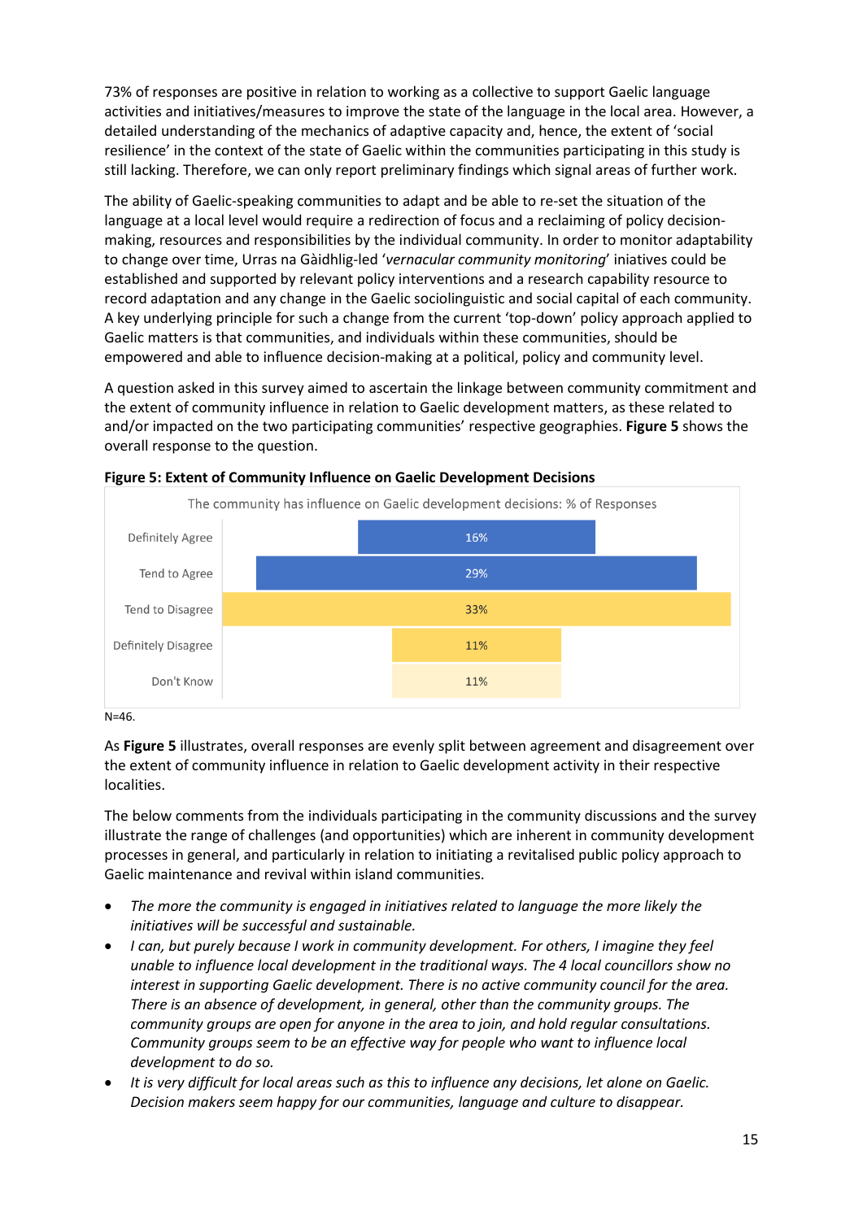73% of responses are positive in relation to working as a collective to support Gaelic language activities and initiatives/measures to improve the state of the language in the local area. However, a detailed understanding of the mechanics of adaptive capacity and, hence, the extent of 'social resilience' in the context of the state of Gaelic within the communities participating in this study is still lacking. Therefore, we can only report preliminary findings which signal areas of further work.

The ability of Gaelic-speaking communities to adapt and be able to re-set the situation of the language at a local level would require a redirection of focus and a reclaiming of policy decision-making, resources and responsibilities by the individual community. In order to monitor adaptability to change over time, Urras na Gàidhlig-led '*vernacular community monitoring*' iniatives could be established and supported by relevant policy interventions and a research capability resource to record adaptation and any change in the Gaelic sociolinguistic and social capital of each community. A key underlying principle for such a change from the current 'top-down' policy approach applied to Gaelic matters is that communities, and individuals within these communities, should be empowered and able to influence decision-making at a political, policy and community level.

A question asked in this survey aimed to ascertain the linkage between community commitment and the extent of community influence in relation to Gaelic development matters, as these related to and/or impacted on the two participating communities' respective geographies. **Figure 5** shows the overall response to the question.

**Figure 5: Extent of Community Influence on Gaelic Development Decisions**

The community has influence on Gaelic development decisions: % of Responses

| Response | % |
|---|---|
| Definitely Agree | 16% |
| Tend to Agree | 29% |
| Tend to Disagree | 33% |
| Definitely Disagree | 11% |
| Don't Know | 11% |

N=46.

As **Figure 5** illustrates, overall responses are evenly split between agreement and disagreement over the extent of community influence in relation to Gaelic development activity in their respective localities.

The below comments from the individuals participating in the community discussions and the survey illustrate the range of challenges (and opportunities) which are inherent in community development processes in general, and particularly in relation to initiating a revitalised public policy approach to Gaelic maintenance and revival within island communities.

- *The more the community is engaged in initiatives related to language the more likely the initiatives will be successful and sustainable.*
- *I can, but purely because I work in community development. For others, I imagine they feel unable to influence local development in the traditional ways. The 4 local councillors show no interest in supporting Gaelic development. There is no active community council for the area. There is an absence of development, in general, other than the community groups. The community groups are open for anyone in the area to join, and hold regular consultations. Community groups seem to be an effective way for people who want to influence local development to do so.*
- *It is very difficult for local areas such as this to influence any decisions, let alone on Gaelic. Decision makers seem happy for our communities, language and culture to disappear.*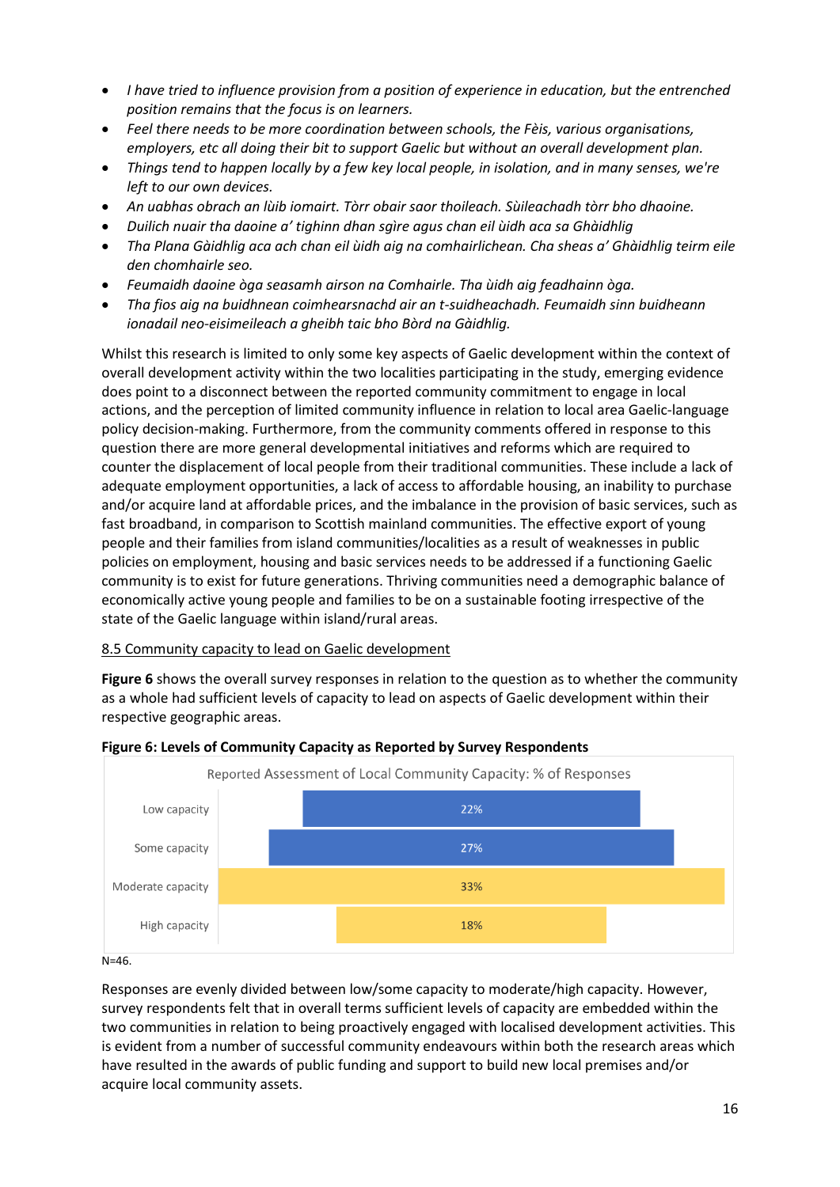- *I have tried to influence provision from a position of experience in education, but the entrenched position remains that the focus is on learners.*
- *Feel there needs to be more coordination between schools, the Fèis, various organisations, employers, etc all doing their bit to support Gaelic but without an overall development plan.*
- *Things tend to happen locally by a few key local people, in isolation, and in many senses, we're left to our own devices.*
- *An uabhas obrach an lùib iomairt. Tòrr obair saor thoileach. Sùileachadh tòrr bho dhaoine.*
- *Duilich nuair tha daoine a' tighinn dhan sgìre agus chan eil ùidh aca sa Ghàidhlig*
- *Tha Plana Gàidhlig aca ach chan eil ùidh aig na comhairlichean. Cha sheas a' Ghàidhlig teirm eile den chomhairle seo.*
- *Feumaidh daoine òga seasamh airson na Comhairle. Tha ùidh aig feadhainn òga.*
- *Tha fios aig na buidhnean coimhearsnachd air an t-suidheachadh. Feumaidh sinn buidheann ionadail neo-eisimeileach a gheibh taic bho Bòrd na Gàidhlig.*

Whilst this research is limited to only some key aspects of Gaelic development within the context of overall development activity within the two localities participating in the study, emerging evidence does point to a disconnect between the reported community commitment to engage in local actions, and the perception of limited community influence in relation to local area Gaelic-language policy decision-making. Furthermore, from the community comments offered in response to this question there are more general developmental initiatives and reforms which are required to counter the displacement of local people from their traditional communities. These include a lack of adequate employment opportunities, a lack of access to affordable housing, an inability to purchase and/or acquire land at affordable prices, and the imbalance in the provision of basic services, such as fast broadband, in comparison to Scottish mainland communities. The effective export of young people and their families from island communities/localities as a result of weaknesses in public policies on employment, housing and basic services needs to be addressed if a functioning Gaelic community is to exist for future generations. Thriving communities need a demographic balance of economically active young people and families to be on a sustainable footing irrespective of the state of the Gaelic language within island/rural areas.

8.5 Community capacity to lead on Gaelic development

**Figure 6** shows the overall survey responses in relation to the question as to whether the community as a whole had sufficient levels of capacity to lead on aspects of Gaelic development within their respective geographic areas.

**Figure 6: Levels of Community Capacity as Reported by Survey Respondents**

Reported Assessment of Local Community Capacity: % of Responses

| Capacity | % of Responses |
|---|---|
| Low capacity | 22% |
| Some capacity | 27% |
| Moderate capacity | 33% |
| High capacity | 18% |

N=46.

Responses are evenly divided between low/some capacity to moderate/high capacity. However, survey respondents felt that in overall terms sufficient levels of capacity are embedded within the two communities in relation to being proactively engaged with localised development activities. This is evident from a number of successful community endeavours within both the research areas which have resulted in the awards of public funding and support to build new local premises and/or acquire local community assets.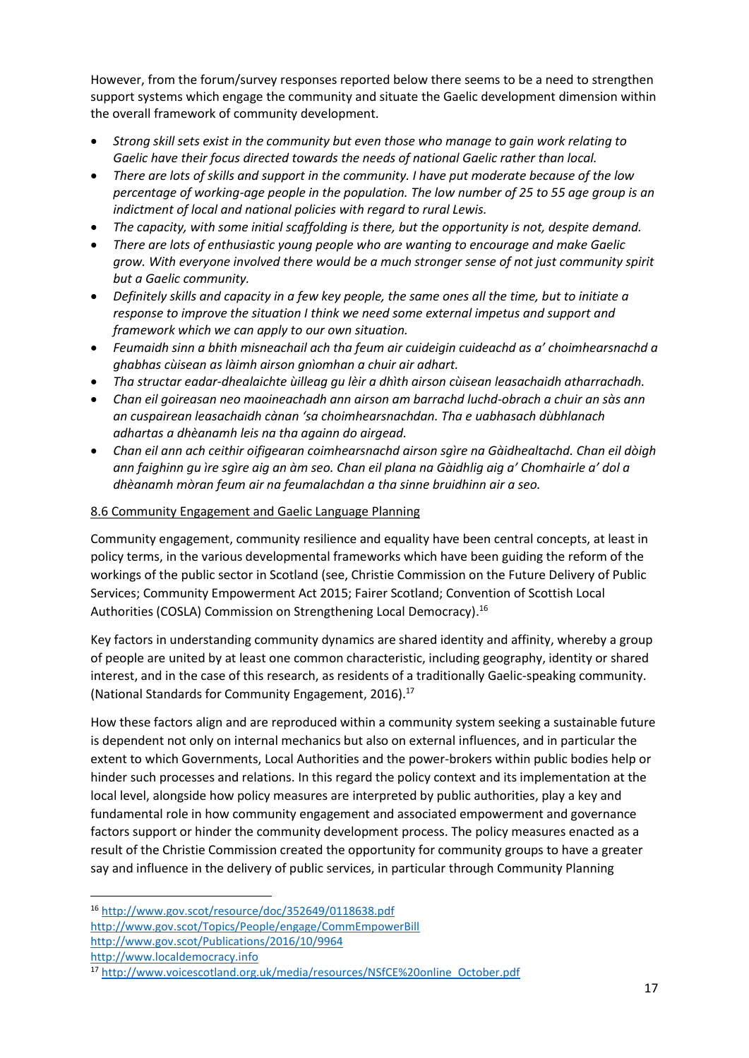However, from the forum/survey responses reported below there seems to be a need to strengthen support systems which engage the community and situate the Gaelic development dimension within the overall framework of community development.

- *Strong skill sets exist in the community but even those who manage to gain work relating to Gaelic have their focus directed towards the needs of national Gaelic rather than local.*
- *There are lots of skills and support in the community. I have put moderate because of the low percentage of working-age people in the population. The low number of 25 to 55 age group is an indictment of local and national policies with regard to rural Lewis.*
- *The capacity, with some initial scaffolding is there, but the opportunity is not, despite demand.*
- *There are lots of enthusiastic young people who are wanting to encourage and make Gaelic grow. With everyone involved there would be a much stronger sense of not just community spirit but a Gaelic community.*
- *Definitely skills and capacity in a few key people, the same ones all the time, but to initiate a response to improve the situation I think we need some external impetus and support and framework which we can apply to our own situation.*
- *Feumaidh sinn a bhith misneachail ach tha feum air cuideigin cuideachd as a' choimhearsnachd a ghabhas cùisean as làimh airson gnìomhan a chuir air adhart.*
- *Tha structar eadar-dhealaichte ùilleag gu lèir a dhìth airson cùisean leasachaidh atharrachadh.*
- *Chan eil goireasan neo maoineachadh ann airson am barrachd luchd-obrach a chuir an sàs ann an cuspairean leasachaidh cànan 'sa choimhearsnachdan. Tha e uabhasach dùbhlanach adhartas a dhèanamh leis na tha againn do airgead.*
- *Chan eil ann ach ceithir oifigearan coimhearsnachd airson sgìre na Gàidhealtachd. Chan eil dòigh ann faighinn gu ìre sgìre aig an àm seo. Chan eil plana na Gàidhlig aig a' Chomhairle a' dol a dhèanamh mòran feum air na feumalachdan a tha sinne bruidhinn air a seo.*

8.6 Community Engagement and Gaelic Language Planning

Community engagement, community resilience and equality have been central concepts, at least in policy terms, in the various developmental frameworks which have been guiding the reform of the workings of the public sector in Scotland (see, Christie Commission on the Future Delivery of Public Services; Community Empowerment Act 2015; Fairer Scotland; Convention of Scottish Local Authorities (COSLA) Commission on Strengthening Local Democracy).[16]

Key factors in understanding community dynamics are shared identity and affinity, whereby a group of people are united by at least one common characteristic, including geography, identity or shared interest, and in the case of this research, as residents of a traditionally Gaelic-speaking community. (National Standards for Community Engagement, 2016).[17]

How these factors align and are reproduced within a community system seeking a sustainable future is dependent not only on internal mechanics but also on external influences, and in particular the extent to which Governments, Local Authorities and the power-brokers within public bodies help or hinder such processes and relations. In this regard the policy context and its implementation at the local level, alongside how policy measures are interpreted by public authorities, play a key and fundamental role in how community engagement and associated empowerment and governance factors support or hinder the community development process. The policy measures enacted as a result of the Christie Commission created the opportunity for community groups to have a greater say and influence in the delivery of public services, in particular through Community Planning

---

[16] http://www.gov.scot/resource/doc/352649/0118638.pdf
http://www.gov.scot/Topics/People/engage/CommEmpowerBill
http://www.gov.scot/Publications/2016/10/9964
http://www.localdemocracy.info

[17] http://www.voicescotland.org.uk/media/resources/NSfCE%20online_October.pdf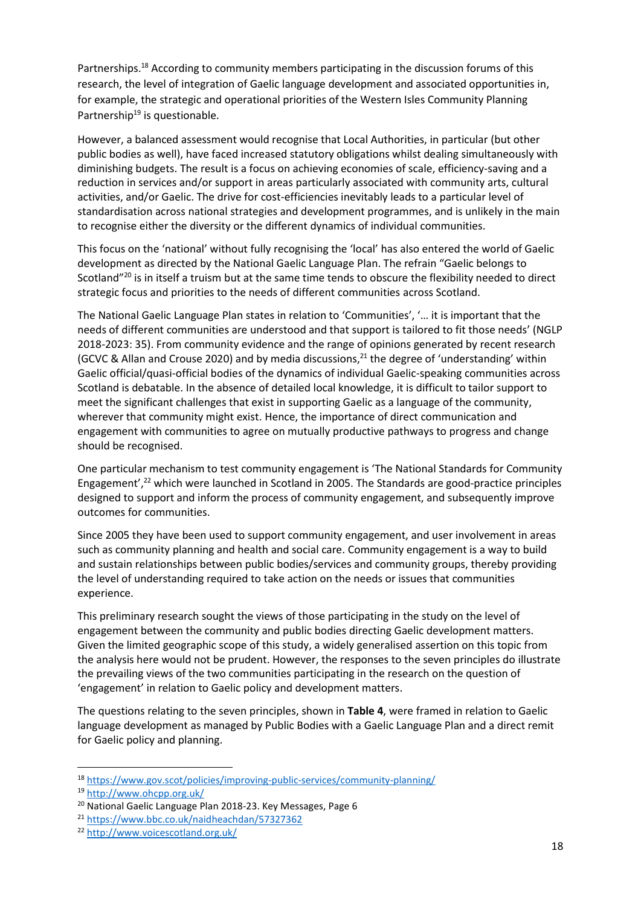Partnerships.[18] According to community members participating in the discussion forums of this research, the level of integration of Gaelic language development and associated opportunities in, for example, the strategic and operational priorities of the Western Isles Community Planning Partnership[19] is questionable.

However, a balanced assessment would recognise that Local Authorities, in particular (but other public bodies as well), have faced increased statutory obligations whilst dealing simultaneously with diminishing budgets. The result is a focus on achieving economies of scale, efficiency-saving and a reduction in services and/or support in areas particularly associated with community arts, cultural activities, and/or Gaelic. The drive for cost-efficiencies inevitably leads to a particular level of standardisation across national strategies and development programmes, and is unlikely in the main to recognise either the diversity or the different dynamics of individual communities.

This focus on the 'national' without fully recognising the 'local' has also entered the world of Gaelic development as directed by the National Gaelic Language Plan. The refrain "Gaelic belongs to Scotland"[20] is in itself a truism but at the same time tends to obscure the flexibility needed to direct strategic focus and priorities to the needs of different communities across Scotland.

The National Gaelic Language Plan states in relation to 'Communities', '… it is important that the needs of different communities are understood and that support is tailored to fit those needs' (NGLP 2018-2023: 35). From community evidence and the range of opinions generated by recent research (GCVC & Allan and Crouse 2020) and by media discussions,[21] the degree of 'understanding' within Gaelic official/quasi-official bodies of the dynamics of individual Gaelic-speaking communities across Scotland is debatable. In the absence of detailed local knowledge, it is difficult to tailor support to meet the significant challenges that exist in supporting Gaelic as a language of the community, wherever that community might exist. Hence, the importance of direct communication and engagement with communities to agree on mutually productive pathways to progress and change should be recognised.

One particular mechanism to test community engagement is 'The National Standards for Community Engagement',[22] which were launched in Scotland in 2005. The Standards are good-practice principles designed to support and inform the process of community engagement, and subsequently improve outcomes for communities.

Since 2005 they have been used to support community engagement, and user involvement in areas such as community planning and health and social care. Community engagement is a way to build and sustain relationships between public bodies/services and community groups, thereby providing the level of understanding required to take action on the needs or issues that communities experience.

This preliminary research sought the views of those participating in the study on the level of engagement between the community and public bodies directing Gaelic development matters. Given the limited geographic scope of this study, a widely generalised assertion on this topic from the analysis here would not be prudent. However, the responses to the seven principles do illustrate the prevailing views of the two communities participating in the research on the question of 'engagement' in relation to Gaelic policy and development matters.

The questions relating to the seven principles, shown in **Table 4**, were framed in relation to Gaelic language development as managed by Public Bodies with a Gaelic Language Plan and a direct remit for Gaelic policy and planning.

---

[18] https://www.gov.scot/policies/improving-public-services/community-planning/

[19] http://www.ohcpp.org.uk/

[20] National Gaelic Language Plan 2018-23. Key Messages, Page 6

[21] https://www.bbc.co.uk/naidheachdan/57327362

[22] http://www.voicescotland.org.uk/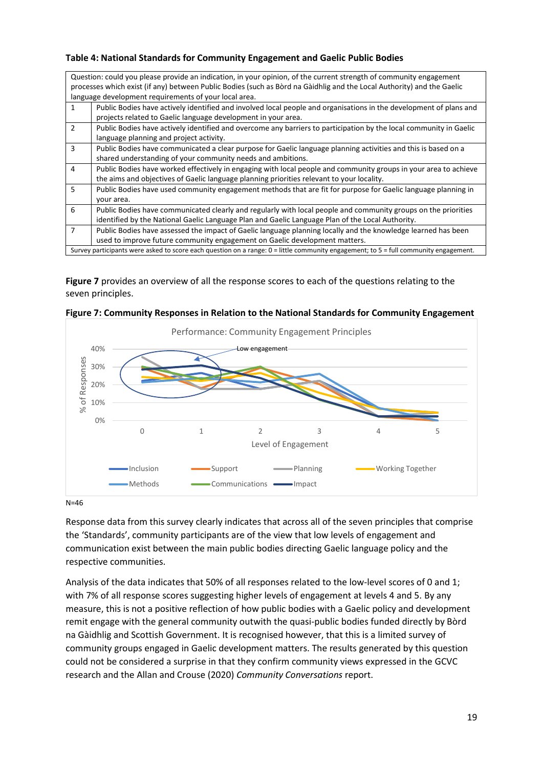**Table 4: National Standards for Community Engagement and Gaelic Public Bodies**

| Question: could you please provide an indication, in your opinion, of the current strength of community engagement processes which exist (if any) between Public Bodies (such as Bòrd na Gàidhlig and the Local Authority) and the Gaelic language development requirements of your local area. | |
|---|---|
| 1 | Public Bodies have actively identified and involved local people and organisations in the development of plans and projects related to Gaelic language development in your area. |
| 2 | Public Bodies have actively identified and overcome any barriers to participation by the local community in Gaelic language planning and project activity. |
| 3 | Public Bodies have communicated a clear purpose for Gaelic language planning activities and this is based on a shared understanding of your community needs and ambitions. |
| 4 | Public Bodies have worked effectively in engaging with local people and community groups in your area to achieve the aims and objectives of Gaelic language planning priorities relevant to your locality. |
| 5 | Public Bodies have used community engagement methods that are fit for purpose for Gaelic language planning in your area. |
| 6 | Public Bodies have communicated clearly and regularly with local people and community groups on the priorities identified by the National Gaelic Language Plan and Gaelic Language Plan of the Local Authority. |
| 7 | Public Bodies have assessed the impact of Gaelic language planning locally and the knowledge learned has been used to improve future community engagement on Gaelic development matters. |
| Survey participants were asked to score each question on a range: 0 = little community engagement; to 5 = full community engagement. | |

**Figure 7** provides an overview of all the response scores to each of the questions relating to the seven principles.

**Figure 7: Community Responses in Relation to the National Standards for Community Engagement**

N=46

Response data from this survey clearly indicates that across all of the seven principles that comprise the 'Standards', community participants are of the view that low levels of engagement and communication exist between the main public bodies directing Gaelic language policy and the respective communities.

Analysis of the data indicates that 50% of all responses related to the low-level scores of 0 and 1; with 7% of all response scores suggesting higher levels of engagement at levels 4 and 5. By any measure, this is not a positive reflection of how public bodies with a Gaelic policy and development remit engage with the general community outwith the quasi-public bodies funded directly by Bòrd na Gàidhlig and Scottish Government. It is recognised however, that this is a limited survey of community groups engaged in Gaelic development matters. The results generated by this question could not be considered a surprise in that they confirm community views expressed in the GCVC research and the Allan and Crouse (2020) *Community Conversations* report.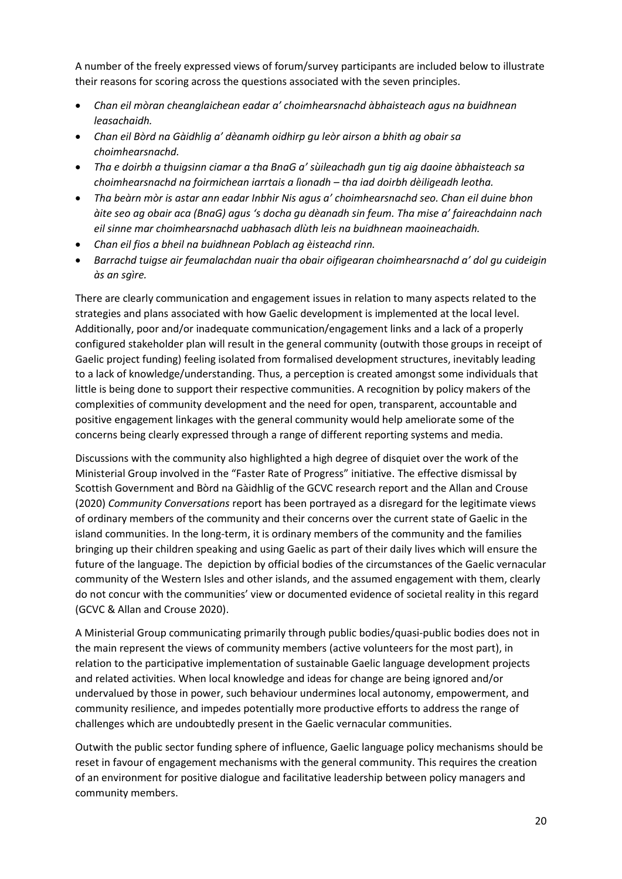A number of the freely expressed views of forum/survey participants are included below to illustrate their reasons for scoring across the questions associated with the seven principles.

- *Chan eil mòran cheanglaichean eadar a' choimhearsnachd àbhaisteach agus na buidhnean leasachaidh.*
- *Chan eil Bòrd na Gàidhlig a' dèanamh oidhirp gu leòr airson a bhith ag obair sa choimhearsnachd.*
- *Tha e doirbh a thuigsinn ciamar a tha BnaG a' sùileachadh gun tig aig daoine àbhaisteach sa choimhearsnachd na foirmichean iarrtais a lìonadh – tha iad doirbh dèiligeadh leotha.*
- *Tha beàrn mòr is astar ann eadar Inbhir Nis agus a' choimhearsnachd seo. Chan eil duine bhon àite seo ag obair aca (BnaG) agus 's docha gu dèanadh sin feum. Tha mise a' faireachdainn nach eil sinne mar choimhearsnachd uabhasach dlùth leis na buidhnean maoineachaidh.*
- *Chan eil fios a bheil na buidhnean Poblach ag èisteachd rinn.*
- *Barrachd tuigse air feumalachdan nuair tha obair oifigearan choimhearsnachd a' dol gu cuideigin às an sgìre.*

There are clearly communication and engagement issues in relation to many aspects related to the strategies and plans associated with how Gaelic development is implemented at the local level. Additionally, poor and/or inadequate communication/engagement links and a lack of a properly configured stakeholder plan will result in the general community (outwith those groups in receipt of Gaelic project funding) feeling isolated from formalised development structures, inevitably leading to a lack of knowledge/understanding. Thus, a perception is created amongst some individuals that little is being done to support their respective communities. A recognition by policy makers of the complexities of community development and the need for open, transparent, accountable and positive engagement linkages with the general community would help ameliorate some of the concerns being clearly expressed through a range of different reporting systems and media.

Discussions with the community also highlighted a high degree of disquiet over the work of the Ministerial Group involved in the "Faster Rate of Progress" initiative. The effective dismissal by Scottish Government and Bòrd na Gàidhlig of the GCVC research report and the Allan and Crouse (2020) *Community Conversations* report has been portrayed as a disregard for the legitimate views of ordinary members of the community and their concerns over the current state of Gaelic in the island communities. In the long-term, it is ordinary members of the community and the families bringing up their children speaking and using Gaelic as part of their daily lives which will ensure the future of the language. The depiction by official bodies of the circumstances of the Gaelic vernacular community of the Western Isles and other islands, and the assumed engagement with them, clearly do not concur with the communities' view or documented evidence of societal reality in this regard (GCVC & Allan and Crouse 2020).

A Ministerial Group communicating primarily through public bodies/quasi-public bodies does not in the main represent the views of community members (active volunteers for the most part), in relation to the participative implementation of sustainable Gaelic language development projects and related activities. When local knowledge and ideas for change are being ignored and/or undervalued by those in power, such behaviour undermines local autonomy, empowerment, and community resilience, and impedes potentially more productive efforts to address the range of challenges which are undoubtedly present in the Gaelic vernacular communities.

Outwith the public sector funding sphere of influence, Gaelic language policy mechanisms should be reset in favour of engagement mechanisms with the general community. This requires the creation of an environment for positive dialogue and facilitative leadership between policy managers and community members.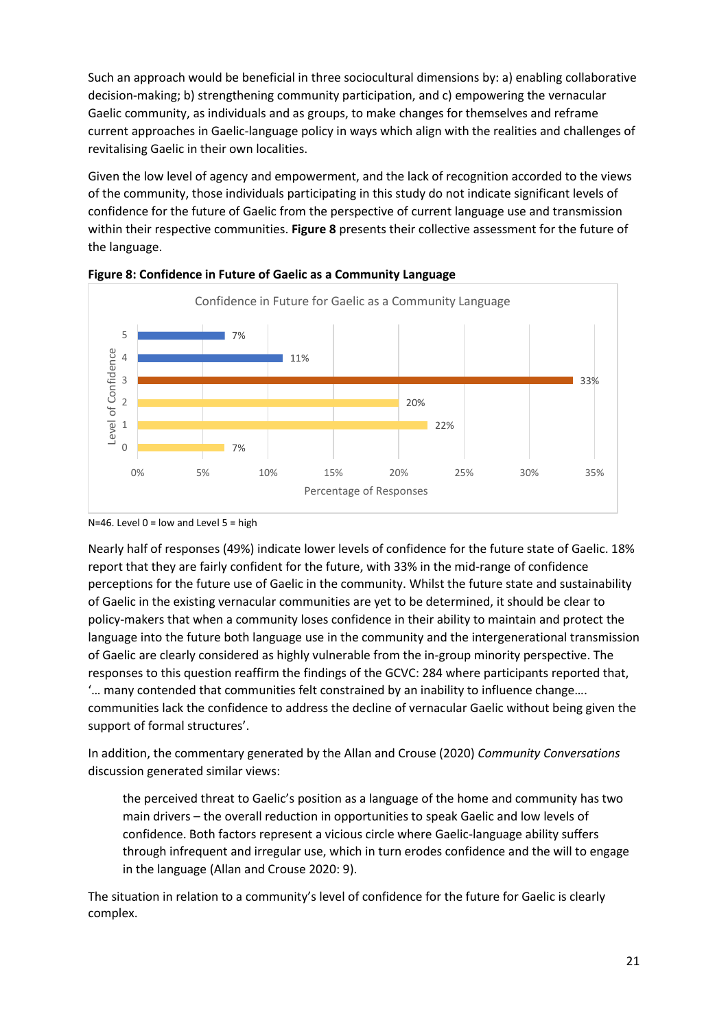Such an approach would be beneficial in three sociocultural dimensions by: a) enabling collaborative decision-making; b) strengthening community participation, and c) empowering the vernacular Gaelic community, as individuals and as groups, to make changes for themselves and reframe current approaches in Gaelic-language policy in ways which align with the realities and challenges of revitalising Gaelic in their own localities.

Given the low level of agency and empowerment, and the lack of recognition accorded to the views of the community, those individuals participating in this study do not indicate significant levels of confidence for the future of Gaelic from the perspective of current language use and transmission within their respective communities. **Figure 8** presents their collective assessment for the future of the language.

**Figure 8: Confidence in Future of Gaelic as a Community Language**

Confidence in Future for Gaelic as a Community Language

| Level of Confidence | Percentage of Responses |
|---|---|
| 5 | 7% |
| 4 | 11% |
| 3 | 33% |
| 2 | 20% |
| 1 | 22% |
| 0 | 7% |

N=46. Level 0 = low and Level 5 = high

Nearly half of responses (49%) indicate lower levels of confidence for the future state of Gaelic. 18% report that they are fairly confident for the future, with 33% in the mid-range of confidence perceptions for the future use of Gaelic in the community. Whilst the future state and sustainability of Gaelic in the existing vernacular communities are yet to be determined, it should be clear to policy-makers that when a community loses confidence in their ability to maintain and protect the language into the future both language use in the community and the intergenerational transmission of Gaelic are clearly considered as highly vulnerable from the in-group minority perspective. The responses to this question reaffirm the findings of the GCVC: 284 where participants reported that, '… many contended that communities felt constrained by an inability to influence change…. communities lack the confidence to address the decline of vernacular Gaelic without being given the support of formal structures'.

In addition, the commentary generated by the Allan and Crouse (2020) *Community Conversations* discussion generated similar views:

> the perceived threat to Gaelic's position as a language of the home and community has two main drivers – the overall reduction in opportunities to speak Gaelic and low levels of confidence. Both factors represent a vicious circle where Gaelic-language ability suffers through infrequent and irregular use, which in turn erodes confidence and the will to engage in the language (Allan and Crouse 2020: 9).

The situation in relation to a community's level of confidence for the future for Gaelic is clearly complex.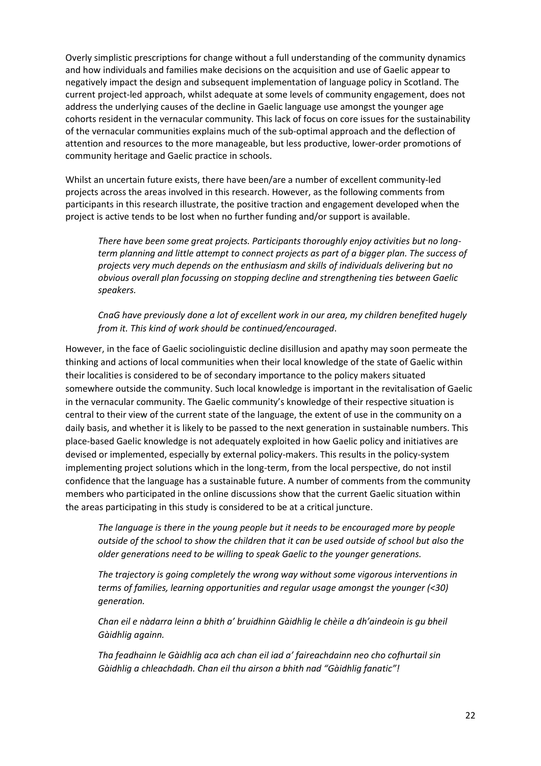Overly simplistic prescriptions for change without a full understanding of the community dynamics and how individuals and families make decisions on the acquisition and use of Gaelic appear to negatively impact the design and subsequent implementation of language policy in Scotland. The current project-led approach, whilst adequate at some levels of community engagement, does not address the underlying causes of the decline in Gaelic language use amongst the younger age cohorts resident in the vernacular community. This lack of focus on core issues for the sustainability of the vernacular communities explains much of the sub-optimal approach and the deflection of attention and resources to the more manageable, but less productive, lower-order promotions of community heritage and Gaelic practice in schools.

Whilst an uncertain future exists, there have been/are a number of excellent community-led projects across the areas involved in this research. However, as the following comments from participants in this research illustrate, the positive traction and engagement developed when the project is active tends to be lost when no further funding and/or support is available.

> *There have been some great projects. Participants thoroughly enjoy activities but no long-term planning and little attempt to connect projects as part of a bigger plan. The success of projects very much depends on the enthusiasm and skills of individuals delivering but no obvious overall plan focussing on stopping decline and strengthening ties between Gaelic speakers.*
>
> *CnaG have previously done a lot of excellent work in our area, my children benefited hugely from it. This kind of work should be continued/encouraged*.

However, in the face of Gaelic sociolinguistic decline disillusion and apathy may soon permeate the thinking and actions of local communities when their local knowledge of the state of Gaelic within their localities is considered to be of secondary importance to the policy makers situated somewhere outside the community. Such local knowledge is important in the revitalisation of Gaelic in the vernacular community. The Gaelic community's knowledge of their respective situation is central to their view of the current state of the language, the extent of use in the community on a daily basis, and whether it is likely to be passed to the next generation in sustainable numbers. This place-based Gaelic knowledge is not adequately exploited in how Gaelic policy and initiatives are devised or implemented, especially by external policy-makers. This results in the policy-system implementing project solutions which in the long-term, from the local perspective, do not instil confidence that the language has a sustainable future. A number of comments from the community members who participated in the online discussions show that the current Gaelic situation within the areas participating in this study is considered to be at a critical juncture.

> *The language is there in the young people but it needs to be encouraged more by people outside of the school to show the children that it can be used outside of school but also the older generations need to be willing to speak Gaelic to the younger generations.*
>
> *The trajectory is going completely the wrong way without some vigorous interventions in terms of families, learning opportunities and regular usage amongst the younger (<30) generation.*
>
> *Chan eil e nàdarra leinn a bhith a' bruidhinn Gàidhlig le chèile a dh'aindeoin is gu bheil Gàidhlig againn.*
>
> *Tha feadhainn le Gàidhlig aca ach chan eil iad a' faireachdainn neo cho cofhurtail sin Gàidhlig a chleachdadh. Chan eil thu airson a bhith nad "Gàidhlig fanatic"!*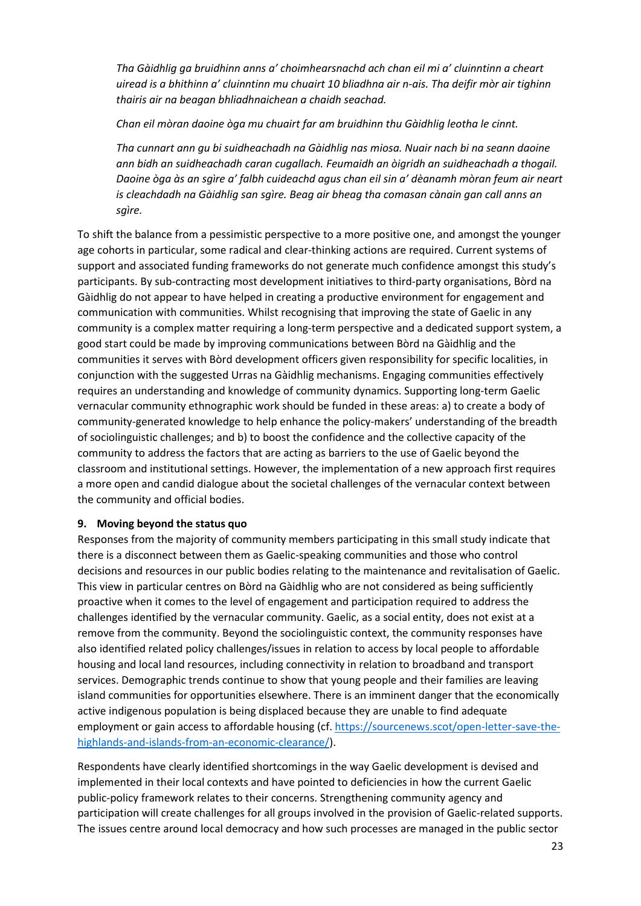*Tha Gàidhlig ga bruidhinn anns a' choimhearsnachd ach chan eil mi a' cluinntinn a cheart uiread is a bhithinn a' cluinntinn mu chuairt 10 bliadhna air n-ais. Tha deifir mòr air tighinn thairis air na beagan bhliadhnaichean a chaidh seachad.*

*Chan eil mòran daoine òga mu chuairt far am bruidhinn thu Gàidhlig leotha le cinnt.*

*Tha cunnart ann gu bi suidheachadh na Gàidhlig nas miosa. Nuair nach bi na seann daoine ann bidh an suidheachadh caran cugallach. Feumaidh an òigridh an suidheachadh a thogail. Daoine òga às an sgìre a' falbh cuideachd agus chan eil sin a' dèanamh mòran feum air neart is cleachdadh na Gàidhlig san sgìre. Beag air bheag tha comasan cànain gan call anns an sgìre.*

To shift the balance from a pessimistic perspective to a more positive one, and amongst the younger age cohorts in particular, some radical and clear-thinking actions are required. Current systems of support and associated funding frameworks do not generate much confidence amongst this study's participants. By sub-contracting most development initiatives to third-party organisations, Bòrd na Gàidhlig do not appear to have helped in creating a productive environment for engagement and communication with communities. Whilst recognising that improving the state of Gaelic in any community is a complex matter requiring a long-term perspective and a dedicated support system, a good start could be made by improving communications between Bòrd na Gàidhlig and the communities it serves with Bòrd development officers given responsibility for specific localities, in conjunction with the suggested Urras na Gàidhlig mechanisms. Engaging communities effectively requires an understanding and knowledge of community dynamics. Supporting long-term Gaelic vernacular community ethnographic work should be funded in these areas: a) to create a body of community-generated knowledge to help enhance the policy-makers' understanding of the breadth of sociolinguistic challenges; and b) to boost the confidence and the collective capacity of the community to address the factors that are acting as barriers to the use of Gaelic beyond the classroom and institutional settings. However, the implementation of a new approach first requires a more open and candid dialogue about the societal challenges of the vernacular context between the community and official bodies.

## 9. Moving beyond the status quo

Responses from the majority of community members participating in this small study indicate that there is a disconnect between them as Gaelic-speaking communities and those who control decisions and resources in our public bodies relating to the maintenance and revitalisation of Gaelic. This view in particular centres on Bòrd na Gàidhlig who are not considered as being sufficiently proactive when it comes to the level of engagement and participation required to address the challenges identified by the vernacular community. Gaelic, as a social entity, does not exist at a remove from the community. Beyond the sociolinguistic context, the community responses have also identified related policy challenges/issues in relation to access by local people to affordable housing and local land resources, including connectivity in relation to broadband and transport services. Demographic trends continue to show that young people and their families are leaving island communities for opportunities elsewhere. There is an imminent danger that the economically active indigenous population is being displaced because they are unable to find adequate employment or gain access to affordable housing (cf. https://sourcenews.scot/open-letter-save-the-highlands-and-islands-from-an-economic-clearance/).

Respondents have clearly identified shortcomings in the way Gaelic development is devised and implemented in their local contexts and have pointed to deficiencies in how the current Gaelic public-policy framework relates to their concerns. Strengthening community agency and participation will create challenges for all groups involved in the provision of Gaelic-related supports. The issues centre around local democracy and how such processes are managed in the public sector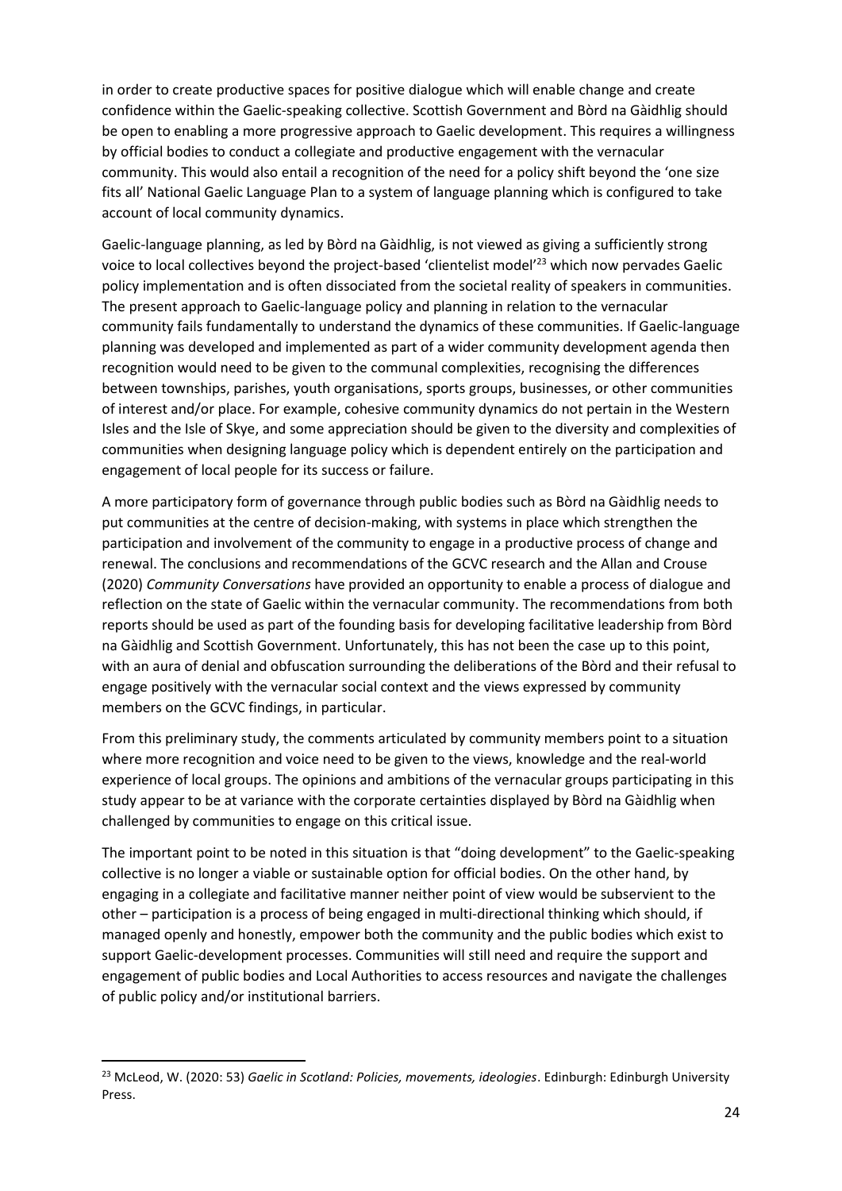in order to create productive spaces for positive dialogue which will enable change and create confidence within the Gaelic-speaking collective. Scottish Government and Bòrd na Gàidhlig should be open to enabling a more progressive approach to Gaelic development. This requires a willingness by official bodies to conduct a collegiate and productive engagement with the vernacular community. This would also entail a recognition of the need for a policy shift beyond the 'one size fits all' National Gaelic Language Plan to a system of language planning which is configured to take account of local community dynamics.

Gaelic-language planning, as led by Bòrd na Gàidhlig, is not viewed as giving a sufficiently strong voice to local collectives beyond the project-based 'clientelist model'[23] which now pervades Gaelic policy implementation and is often dissociated from the societal reality of speakers in communities. The present approach to Gaelic-language policy and planning in relation to the vernacular community fails fundamentally to understand the dynamics of these communities. If Gaelic-language planning was developed and implemented as part of a wider community development agenda then recognition would need to be given to the communal complexities, recognising the differences between townships, parishes, youth organisations, sports groups, businesses, or other communities of interest and/or place. For example, cohesive community dynamics do not pertain in the Western Isles and the Isle of Skye, and some appreciation should be given to the diversity and complexities of communities when designing language policy which is dependent entirely on the participation and engagement of local people for its success or failure.

A more participatory form of governance through public bodies such as Bòrd na Gàidhlig needs to put communities at the centre of decision-making, with systems in place which strengthen the participation and involvement of the community to engage in a productive process of change and renewal. The conclusions and recommendations of the GCVC research and the Allan and Crouse (2020) *Community Conversations* have provided an opportunity to enable a process of dialogue and reflection on the state of Gaelic within the vernacular community. The recommendations from both reports should be used as part of the founding basis for developing facilitative leadership from Bòrd na Gàidhlig and Scottish Government. Unfortunately, this has not been the case up to this point, with an aura of denial and obfuscation surrounding the deliberations of the Bòrd and their refusal to engage positively with the vernacular social context and the views expressed by community members on the GCVC findings, in particular.

From this preliminary study, the comments articulated by community members point to a situation where more recognition and voice need to be given to the views, knowledge and the real-world experience of local groups. The opinions and ambitions of the vernacular groups participating in this study appear to be at variance with the corporate certainties displayed by Bòrd na Gàidhlig when challenged by communities to engage on this critical issue.

The important point to be noted in this situation is that "doing development" to the Gaelic-speaking collective is no longer a viable or sustainable option for official bodies. On the other hand, by engaging in a collegiate and facilitative manner neither point of view would be subservient to the other – participation is a process of being engaged in multi-directional thinking which should, if managed openly and honestly, empower both the community and the public bodies which exist to support Gaelic-development processes. Communities will still need and require the support and engagement of public bodies and Local Authorities to access resources and navigate the challenges of public policy and/or institutional barriers.

---

[23] McLeod, W. (2020: 53) *Gaelic in Scotland: Policies, movements, ideologies*. Edinburgh: Edinburgh University Press.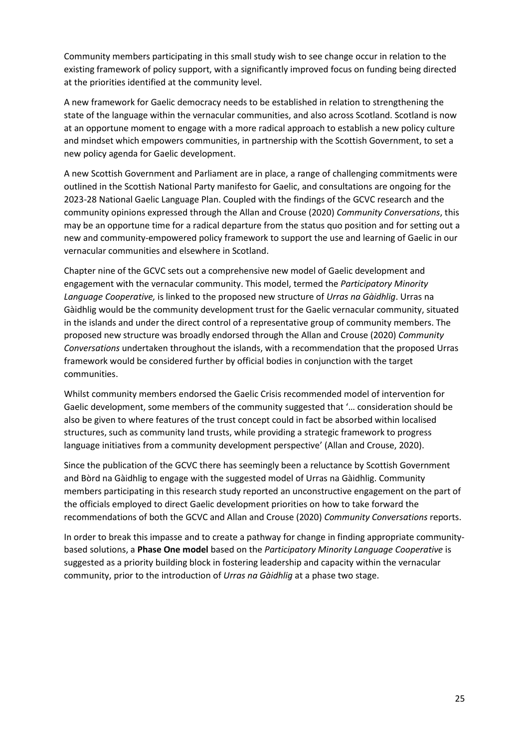Community members participating in this small study wish to see change occur in relation to the existing framework of policy support, with a significantly improved focus on funding being directed at the priorities identified at the community level.

A new framework for Gaelic democracy needs to be established in relation to strengthening the state of the language within the vernacular communities, and also across Scotland. Scotland is now at an opportune moment to engage with a more radical approach to establish a new policy culture and mindset which empowers communities, in partnership with the Scottish Government, to set a new policy agenda for Gaelic development.

A new Scottish Government and Parliament are in place, a range of challenging commitments were outlined in the Scottish National Party manifesto for Gaelic, and consultations are ongoing for the 2023-28 National Gaelic Language Plan. Coupled with the findings of the GCVC research and the community opinions expressed through the Allan and Crouse (2020) *Community Conversations*, this may be an opportune time for a radical departure from the status quo position and for setting out a new and community-empowered policy framework to support the use and learning of Gaelic in our vernacular communities and elsewhere in Scotland.

Chapter nine of the GCVC sets out a comprehensive new model of Gaelic development and engagement with the vernacular community. This model, termed the *Participatory Minority Language Cooperative,* is linked to the proposed new structure of *Urras na Gàidhlig*. Urras na Gàidhlig would be the community development trust for the Gaelic vernacular community, situated in the islands and under the direct control of a representative group of community members. The proposed new structure was broadly endorsed through the Allan and Crouse (2020) *Community Conversations* undertaken throughout the islands, with a recommendation that the proposed Urras framework would be considered further by official bodies in conjunction with the target communities.

Whilst community members endorsed the Gaelic Crisis recommended model of intervention for Gaelic development, some members of the community suggested that '… consideration should be also be given to where features of the trust concept could in fact be absorbed within localised structures, such as community land trusts, while providing a strategic framework to progress language initiatives from a community development perspective' (Allan and Crouse, 2020).

Since the publication of the GCVC there has seemingly been a reluctance by Scottish Government and Bòrd na Gàidhlig to engage with the suggested model of Urras na Gàidhlig. Community members participating in this research study reported an unconstructive engagement on the part of the officials employed to direct Gaelic development priorities on how to take forward the recommendations of both the GCVC and Allan and Crouse (2020) *Community Conversations* reports.

In order to break this impasse and to create a pathway for change in finding appropriate community-based solutions, a **Phase One model** based on the *Participatory Minority Language Cooperative* is suggested as a priority building block in fostering leadership and capacity within the vernacular community, prior to the introduction of *Urras na Gàidhlig* at a phase two stage.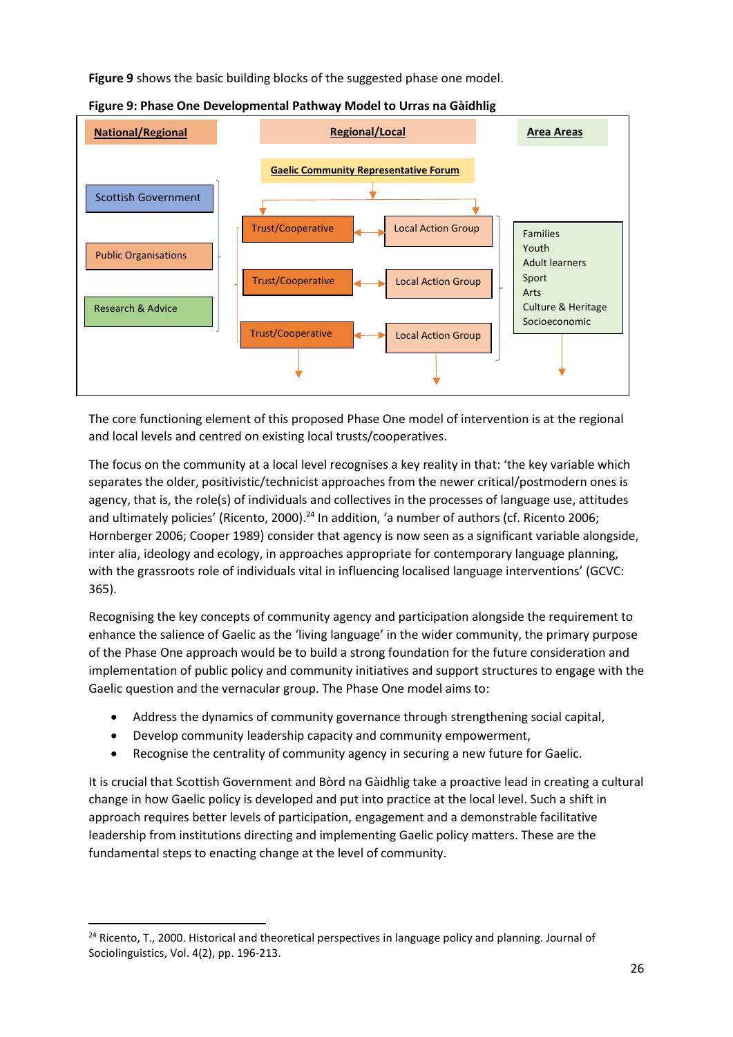**Figure 9** shows the basic building blocks of the suggested phase one model.

**Figure 9: Phase One Developmental Pathway Model to Urras na Gàidhlig**

| National/Regional | Regional/Local | | Area Areas |
|---|---|---|---|
| | Gaelic Community Representative Forum | | |
| Scottish Government | Trust/Cooperative | Local Action Group | Families, Youth, Adult learners, Sport, Arts, Culture & Heritage, Socioeconomic |
| Public Organisations | Trust/Cooperative | Local Action Group | |
| Research & Advice | Trust/Cooperative | Local Action Group | |

The core functioning element of this proposed Phase One model of intervention is at the regional and local levels and centred on existing local trusts/cooperatives.

The focus on the community at a local level recognises a key reality in that: 'the key variable which separates the older, positivistic/technicist approaches from the newer critical/postmodern ones is agency, that is, the role(s) of individuals and collectives in the processes of language use, attitudes and ultimately policies' (Ricento, 2000).[24] In addition, 'a number of authors (cf. Ricento 2006; Hornberger 2006; Cooper 1989) consider that agency is now seen as a significant variable alongside, inter alia, ideology and ecology, in approaches appropriate for contemporary language planning, with the grassroots role of individuals vital in influencing localised language interventions' (GCVC: 365).

Recognising the key concepts of community agency and participation alongside the requirement to enhance the salience of Gaelic as the 'living language' in the wider community, the primary purpose of the Phase One approach would be to build a strong foundation for the future consideration and implementation of public policy and community initiatives and support structures to engage with the Gaelic question and the vernacular group. The Phase One model aims to:

- Address the dynamics of community governance through strengthening social capital,
- Develop community leadership capacity and community empowerment,
- Recognise the centrality of community agency in securing a new future for Gaelic.

It is crucial that Scottish Government and Bòrd na Gàidhlig take a proactive lead in creating a cultural change in how Gaelic policy is developed and put into practice at the local level. Such a shift in approach requires better levels of participation, engagement and a demonstrable facilitative leadership from institutions directing and implementing Gaelic policy matters. These are the fundamental steps to enacting change at the level of community.

[24] Ricento, T., 2000. Historical and theoretical perspectives in language policy and planning. Journal of Sociolinguistics, Vol. 4(2), pp. 196-213.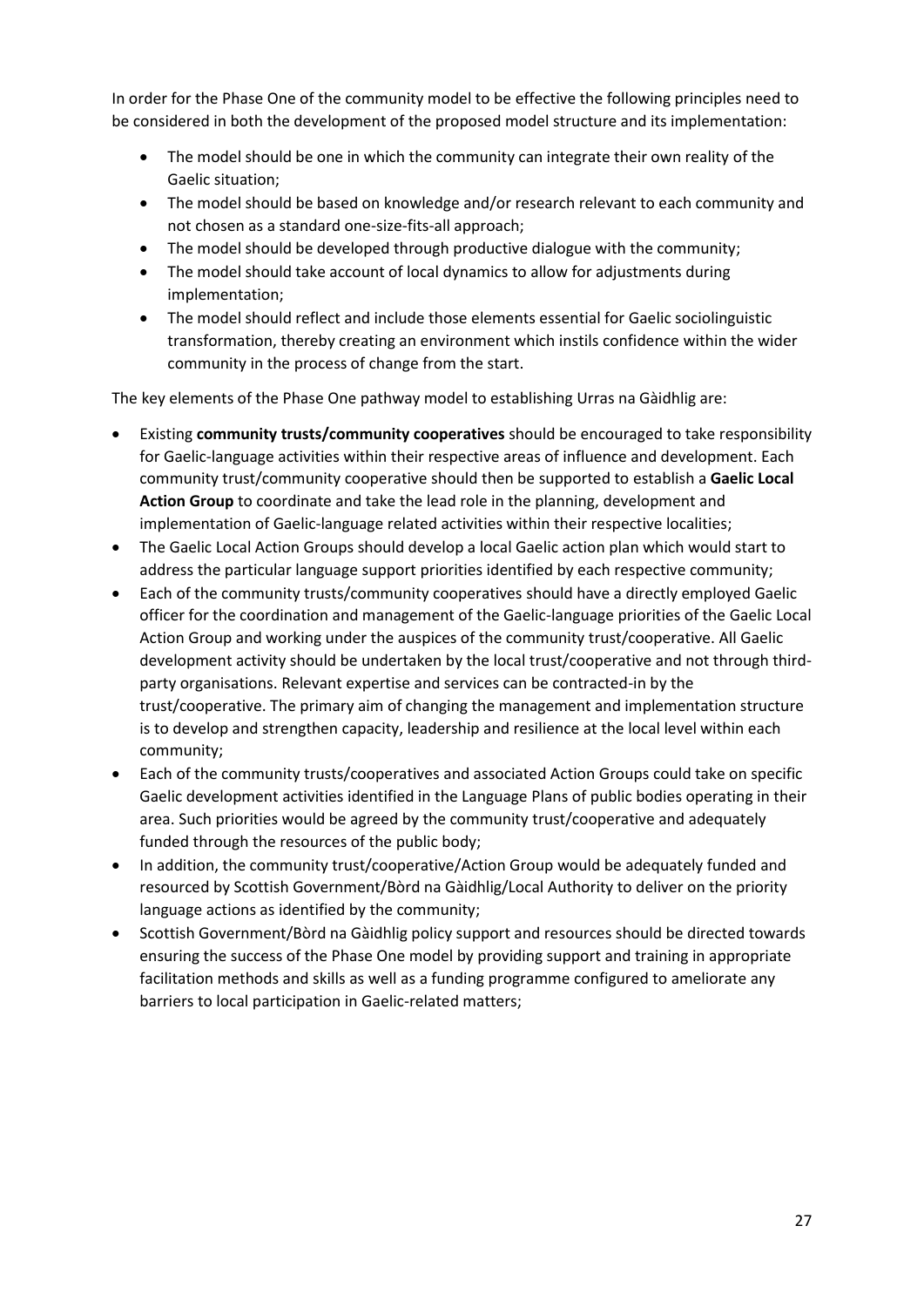In order for the Phase One of the community model to be effective the following principles need to be considered in both the development of the proposed model structure and its implementation:

- The model should be one in which the community can integrate their own reality of the Gaelic situation;
- The model should be based on knowledge and/or research relevant to each community and not chosen as a standard one-size-fits-all approach;
- The model should be developed through productive dialogue with the community;
- The model should take account of local dynamics to allow for adjustments during implementation;
- The model should reflect and include those elements essential for Gaelic sociolinguistic transformation, thereby creating an environment which instils confidence within the wider community in the process of change from the start.

The key elements of the Phase One pathway model to establishing Urras na Gàidhlig are:

- Existing **community trusts/community cooperatives** should be encouraged to take responsibility for Gaelic-language activities within their respective areas of influence and development. Each community trust/community cooperative should then be supported to establish a **Gaelic Local Action Group** to coordinate and take the lead role in the planning, development and implementation of Gaelic-language related activities within their respective localities;
- The Gaelic Local Action Groups should develop a local Gaelic action plan which would start to address the particular language support priorities identified by each respective community;
- Each of the community trusts/community cooperatives should have a directly employed Gaelic officer for the coordination and management of the Gaelic-language priorities of the Gaelic Local Action Group and working under the auspices of the community trust/cooperative. All Gaelic development activity should be undertaken by the local trust/cooperative and not through third-party organisations. Relevant expertise and services can be contracted-in by the trust/cooperative. The primary aim of changing the management and implementation structure is to develop and strengthen capacity, leadership and resilience at the local level within each community;
- Each of the community trusts/cooperatives and associated Action Groups could take on specific Gaelic development activities identified in the Language Plans of public bodies operating in their area. Such priorities would be agreed by the community trust/cooperative and adequately funded through the resources of the public body;
- In addition, the community trust/cooperative/Action Group would be adequately funded and resourced by Scottish Government/Bòrd na Gàidhlig/Local Authority to deliver on the priority language actions as identified by the community;
- Scottish Government/Bòrd na Gàidhlig policy support and resources should be directed towards ensuring the success of the Phase One model by providing support and training in appropriate facilitation methods and skills as well as a funding programme configured to ameliorate any barriers to local participation in Gaelic-related matters;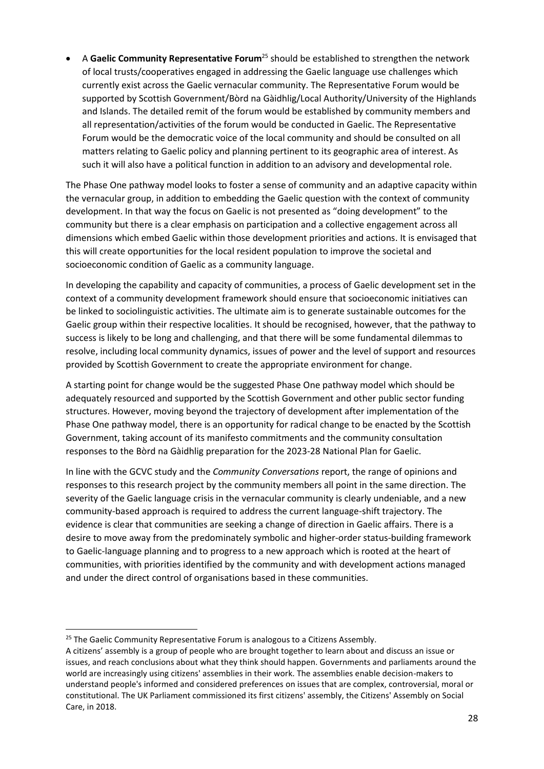- A **Gaelic Community Representative Forum**[25] should be established to strengthen the network of local trusts/cooperatives engaged in addressing the Gaelic language use challenges which currently exist across the Gaelic vernacular community. The Representative Forum would be supported by Scottish Government/Bòrd na Gàidhlig/Local Authority/University of the Highlands and Islands. The detailed remit of the forum would be established by community members and all representation/activities of the forum would be conducted in Gaelic. The Representative Forum would be the democratic voice of the local community and should be consulted on all matters relating to Gaelic policy and planning pertinent to its geographic area of interest. As such it will also have a political function in addition to an advisory and developmental role.

The Phase One pathway model looks to foster a sense of community and an adaptive capacity within the vernacular group, in addition to embedding the Gaelic question with the context of community development. In that way the focus on Gaelic is not presented as "doing development" to the community but there is a clear emphasis on participation and a collective engagement across all dimensions which embed Gaelic within those development priorities and actions. It is envisaged that this will create opportunities for the local resident population to improve the societal and socioeconomic condition of Gaelic as a community language.

In developing the capability and capacity of communities, a process of Gaelic development set in the context of a community development framework should ensure that socioeconomic initiatives can be linked to sociolinguistic activities. The ultimate aim is to generate sustainable outcomes for the Gaelic group within their respective localities. It should be recognised, however, that the pathway to success is likely to be long and challenging, and that there will be some fundamental dilemmas to resolve, including local community dynamics, issues of power and the level of support and resources provided by Scottish Government to create the appropriate environment for change.

A starting point for change would be the suggested Phase One pathway model which should be adequately resourced and supported by the Scottish Government and other public sector funding structures. However, moving beyond the trajectory of development after implementation of the Phase One pathway model, there is an opportunity for radical change to be enacted by the Scottish Government, taking account of its manifesto commitments and the community consultation responses to the Bòrd na Gàidhlig preparation for the 2023-28 National Plan for Gaelic.

In line with the GCVC study and the *Community Conversations* report, the range of opinions and responses to this research project by the community members all point in the same direction. The severity of the Gaelic language crisis in the vernacular community is clearly undeniable, and a new community-based approach is required to address the current language-shift trajectory. The evidence is clear that communities are seeking a change of direction in Gaelic affairs. There is a desire to move away from the predominately symbolic and higher-order status-building framework to Gaelic-language planning and to progress to a new approach which is rooted at the heart of communities, with priorities identified by the community and with development actions managed and under the direct control of organisations based in these communities.

---

[25] The Gaelic Community Representative Forum is analogous to a Citizens Assembly.
A citizens' assembly is a group of people who are brought together to learn about and discuss an issue or issues, and reach conclusions about what they think should happen. Governments and parliaments around the world are increasingly using citizens' assemblies in their work. The assemblies enable decision-makers to understand people's informed and considered preferences on issues that are complex, controversial, moral or constitutional. The UK Parliament commissioned its first citizens' assembly, the Citizens' Assembly on Social Care, in 2018.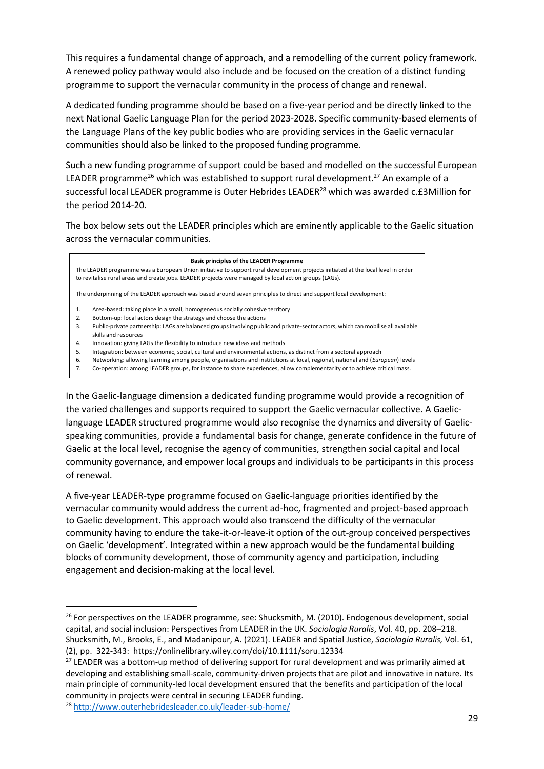This requires a fundamental change of approach, and a remodelling of the current policy framework. A renewed policy pathway would also include and be focused on the creation of a distinct funding programme to support the vernacular community in the process of change and renewal.

A dedicated funding programme should be based on a five-year period and be directly linked to the next National Gaelic Language Plan for the period 2023-2028. Specific community-based elements of the Language Plans of the key public bodies who are providing services in the Gaelic vernacular communities should also be linked to the proposed funding programme.

Such a new funding programme of support could be based and modelled on the successful European LEADER programme[26] which was established to support rural development.[27] An example of a successful local LEADER programme is Outer Hebrides LEADER[28] which was awarded c.£3Million for the period 2014-20.

The box below sets out the LEADER principles which are eminently applicable to the Gaelic situation across the vernacular communities.

> **Basic principles of the LEADER Programme**
>
> The LEADER programme was a European Union initiative to support rural development projects initiated at the local level in order to revitalise rural areas and create jobs. LEADER projects were managed by local action groups (LAGs).
>
> The underpinning of the LEADER approach was based around seven principles to direct and support local development:
>
> 1. Area-based: taking place in a small, homogeneous socially cohesive territory
> 2. Bottom-up: local actors design the strategy and choose the actions
> 3. Public-private partnership: LAGs are balanced groups involving public and private-sector actors, which can mobilise all available skills and resources
> 4. Innovation: giving LAGs the flexibility to introduce new ideas and methods
> 5. Integration: between economic, social, cultural and environmental actions, as distinct from a sectoral approach
> 6. Networking: allowing learning among people, organisations and institutions at local, regional, national and (*European*) levels
> 7. Co-operation: among LEADER groups, for instance to share experiences, allow complementarity or to achieve critical mass.

In the Gaelic-language dimension a dedicated funding programme would provide a recognition of the varied challenges and supports required to support the Gaelic vernacular collective. A Gaelic-language LEADER structured programme would also recognise the dynamics and diversity of Gaelic-speaking communities, provide a fundamental basis for change, generate confidence in the future of Gaelic at the local level, recognise the agency of communities, strengthen social capital and local community governance, and empower local groups and individuals to be participants in this process of renewal.

A five-year LEADER-type programme focused on Gaelic-language priorities identified by the vernacular community would address the current ad-hoc, fragmented and project-based approach to Gaelic development. This approach would also transcend the difficulty of the vernacular community having to endure the take-it-or-leave-it option of the out-group conceived perspectives on Gaelic 'development'. Integrated within a new approach would be the fundamental building blocks of community development, those of community agency and participation, including engagement and decision-making at the local level.

---

[26] For perspectives on the LEADER programme, see: Shucksmith, M. (2010). Endogenous development, social capital, and social inclusion: Perspectives from LEADER in the UK. *Sociologia Ruralis*, Vol. 40, pp. 208–218. Shucksmith, M., Brooks, E., and Madanipour, A. (2021). LEADER and Spatial Justice, *Sociologia Ruralis,* Vol. 61, (2), pp. 322-343: https://onlinelibrary.wiley.com/doi/10.1111/soru.12334

[27] LEADER was a bottom-up method of delivering support for rural development and was primarily aimed at developing and establishing small-scale, community-driven projects that are pilot and innovative in nature. Its main principle of community-led local development ensured that the benefits and participation of the local community in projects were central in securing LEADER funding.

[28] http://www.outerhebridesleader.co.uk/leader-sub-home/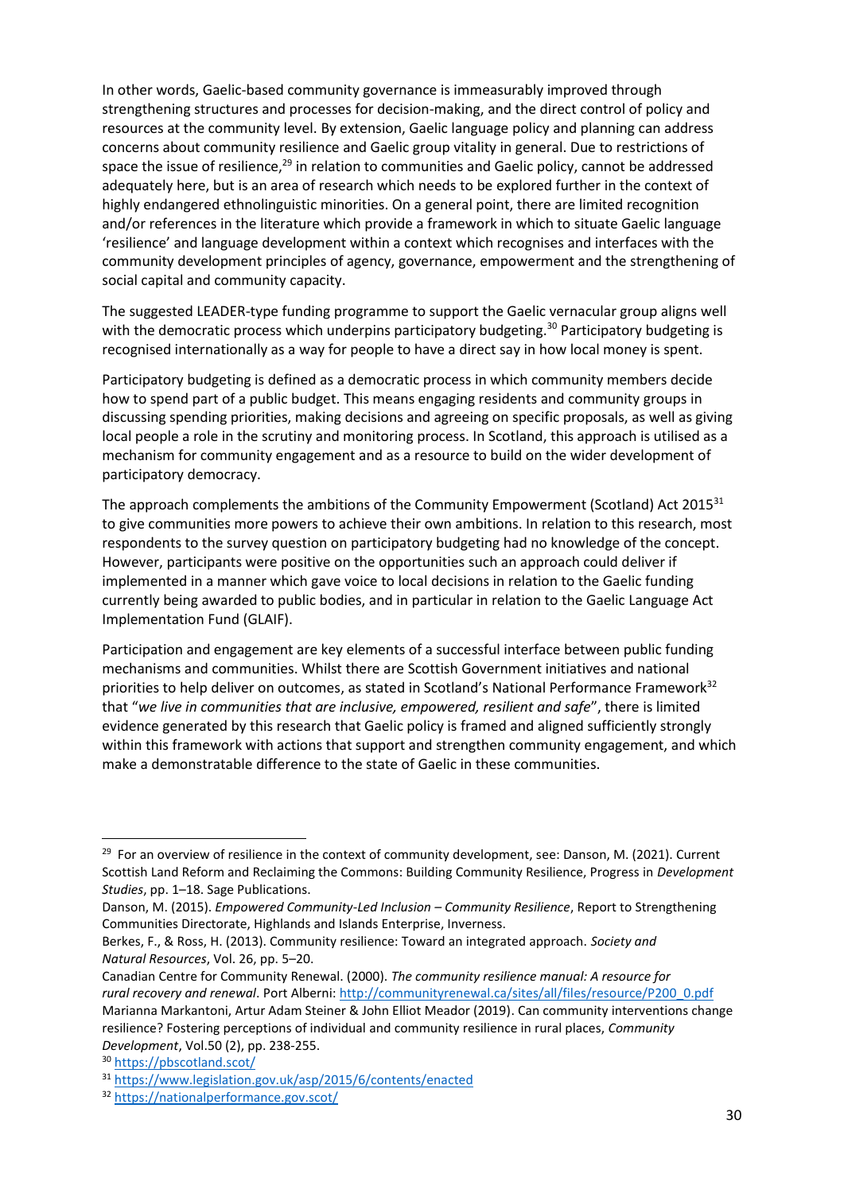In other words, Gaelic-based community governance is immeasurably improved through strengthening structures and processes for decision-making, and the direct control of policy and resources at the community level. By extension, Gaelic language policy and planning can address concerns about community resilience and Gaelic group vitality in general. Due to restrictions of space the issue of resilience,[29] in relation to communities and Gaelic policy, cannot be addressed adequately here, but is an area of research which needs to be explored further in the context of highly endangered ethnolinguistic minorities. On a general point, there are limited recognition and/or references in the literature which provide a framework in which to situate Gaelic language 'resilience' and language development within a context which recognises and interfaces with the community development principles of agency, governance, empowerment and the strengthening of social capital and community capacity.

The suggested LEADER-type funding programme to support the Gaelic vernacular group aligns well with the democratic process which underpins participatory budgeting.[30] Participatory budgeting is recognised internationally as a way for people to have a direct say in how local money is spent.

Participatory budgeting is defined as a democratic process in which community members decide how to spend part of a public budget. This means engaging residents and community groups in discussing spending priorities, making decisions and agreeing on specific proposals, as well as giving local people a role in the scrutiny and monitoring process. In Scotland, this approach is utilised as a mechanism for community engagement and as a resource to build on the wider development of participatory democracy.

The approach complements the ambitions of the Community Empowerment (Scotland) Act 2015[31] to give communities more powers to achieve their own ambitions. In relation to this research, most respondents to the survey question on participatory budgeting had no knowledge of the concept. However, participants were positive on the opportunities such an approach could deliver if implemented in a manner which gave voice to local decisions in relation to the Gaelic funding currently being awarded to public bodies, and in particular in relation to the Gaelic Language Act Implementation Fund (GLAIF).

Participation and engagement are key elements of a successful interface between public funding mechanisms and communities. Whilst there are Scottish Government initiatives and national priorities to help deliver on outcomes, as stated in Scotland's National Performance Framework[32] that "*we live in communities that are inclusive, empowered, resilient and safe*", there is limited evidence generated by this research that Gaelic policy is framed and aligned sufficiently strongly within this framework with actions that support and strengthen community engagement, and which make a demonstratable difference to the state of Gaelic in these communities.

---

[29] For an overview of resilience in the context of community development, see: Danson, M. (2021). Current Scottish Land Reform and Reclaiming the Commons: Building Community Resilience, Progress in *Development Studies*, pp. 1–18. Sage Publications.
Danson, M. (2015). *Empowered Community-Led Inclusion – Community Resilience*, Report to Strengthening Communities Directorate, Highlands and Islands Enterprise, Inverness.
Berkes, F., & Ross, H. (2013). Community resilience: Toward an integrated approach. *Society and Natural Resources*, Vol. 26, pp. 5–20.
Canadian Centre for Community Renewal. (2000). *The community resilience manual: A resource for rural recovery and renewal*. Port Alberni: http://communityrenewal.ca/sites/all/files/resource/P200_0.pdf
Marianna Markantoni, Artur Adam Steiner & John Elliot Meador (2019). Can community interventions change resilience? Fostering perceptions of individual and community resilience in rural places, *Community Development*, Vol.50 (2), pp. 238-255.

[30] https://pbscotland.scot/

[31] https://www.legislation.gov.uk/asp/2015/6/contents/enacted

[32] https://nationalperformance.gov.scot/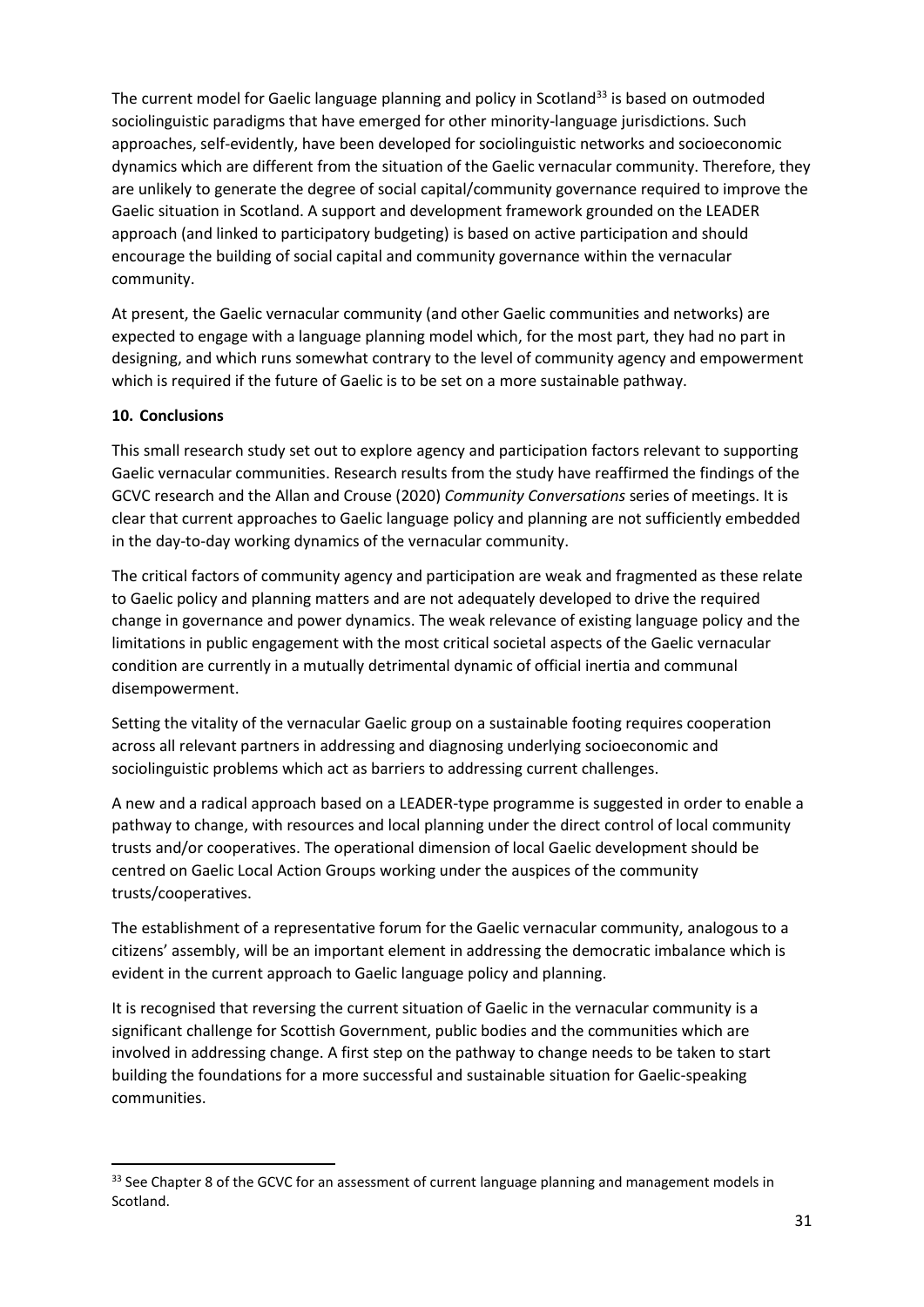The current model for Gaelic language planning and policy in Scotland[33] is based on outmoded sociolinguistic paradigms that have emerged for other minority-language jurisdictions. Such approaches, self-evidently, have been developed for sociolinguistic networks and socioeconomic dynamics which are different from the situation of the Gaelic vernacular community. Therefore, they are unlikely to generate the degree of social capital/community governance required to improve the Gaelic situation in Scotland. A support and development framework grounded on the LEADER approach (and linked to participatory budgeting) is based on active participation and should encourage the building of social capital and community governance within the vernacular community.

At present, the Gaelic vernacular community (and other Gaelic communities and networks) are expected to engage with a language planning model which, for the most part, they had no part in designing, and which runs somewhat contrary to the level of community agency and empowerment which is required if the future of Gaelic is to be set on a more sustainable pathway.

## 10. Conclusions

This small research study set out to explore agency and participation factors relevant to supporting Gaelic vernacular communities. Research results from the study have reaffirmed the findings of the GCVC research and the Allan and Crouse (2020) *Community Conversations* series of meetings. It is clear that current approaches to Gaelic language policy and planning are not sufficiently embedded in the day-to-day working dynamics of the vernacular community.

The critical factors of community agency and participation are weak and fragmented as these relate to Gaelic policy and planning matters and are not adequately developed to drive the required change in governance and power dynamics. The weak relevance of existing language policy and the limitations in public engagement with the most critical societal aspects of the Gaelic vernacular condition are currently in a mutually detrimental dynamic of official inertia and communal disempowerment.

Setting the vitality of the vernacular Gaelic group on a sustainable footing requires cooperation across all relevant partners in addressing and diagnosing underlying socioeconomic and sociolinguistic problems which act as barriers to addressing current challenges.

A new and a radical approach based on a LEADER-type programme is suggested in order to enable a pathway to change, with resources and local planning under the direct control of local community trusts and/or cooperatives. The operational dimension of local Gaelic development should be centred on Gaelic Local Action Groups working under the auspices of the community trusts/cooperatives.

The establishment of a representative forum for the Gaelic vernacular community, analogous to a citizens' assembly, will be an important element in addressing the democratic imbalance which is evident in the current approach to Gaelic language policy and planning.

It is recognised that reversing the current situation of Gaelic in the vernacular community is a significant challenge for Scottish Government, public bodies and the communities which are involved in addressing change. A first step on the pathway to change needs to be taken to start building the foundations for a more successful and sustainable situation for Gaelic-speaking communities.

[33] See Chapter 8 of the GCVC for an assessment of current language planning and management models in Scotland.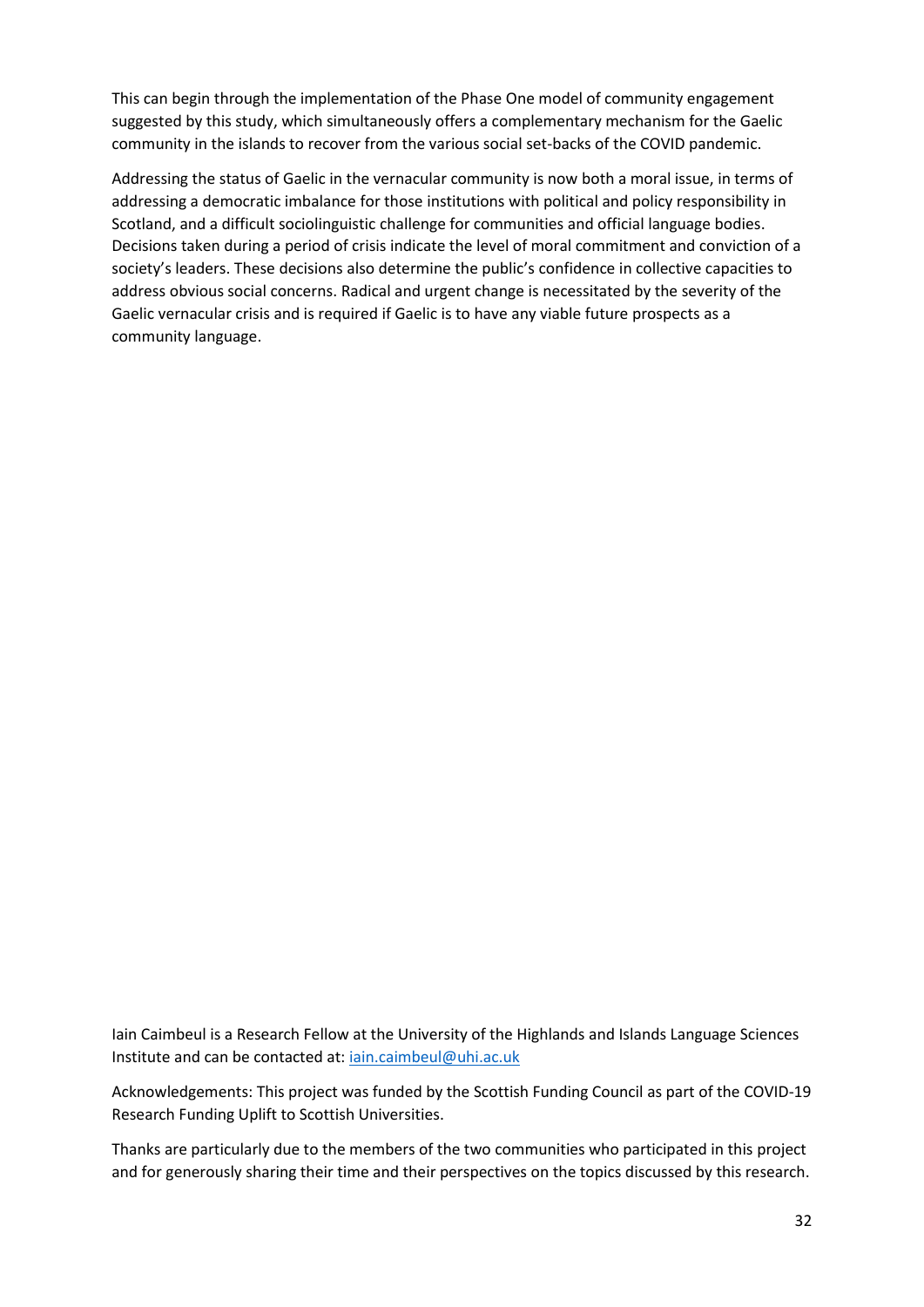This can begin through the implementation of the Phase One model of community engagement suggested by this study, which simultaneously offers a complementary mechanism for the Gaelic community in the islands to recover from the various social set-backs of the COVID pandemic.

Addressing the status of Gaelic in the vernacular community is now both a moral issue, in terms of addressing a democratic imbalance for those institutions with political and policy responsibility in Scotland, and a difficult sociolinguistic challenge for communities and official language bodies. Decisions taken during a period of crisis indicate the level of moral commitment and conviction of a society's leaders. These decisions also determine the public's confidence in collective capacities to address obvious social concerns. Radical and urgent change is necessitated by the severity of the Gaelic vernacular crisis and is required if Gaelic is to have any viable future prospects as a community language.

Iain Caimbeul is a Research Fellow at the University of the Highlands and Islands Language Sciences Institute and can be contacted at: [iain.caimbeul@uhi.ac.uk](mailto:iain.caimbeul@uhi.ac.uk)

Acknowledgements: This project was funded by the Scottish Funding Council as part of the COVID-19 Research Funding Uplift to Scottish Universities.

Thanks are particularly due to the members of the two communities who participated in this project and for generously sharing their time and their perspectives on the topics discussed by this research.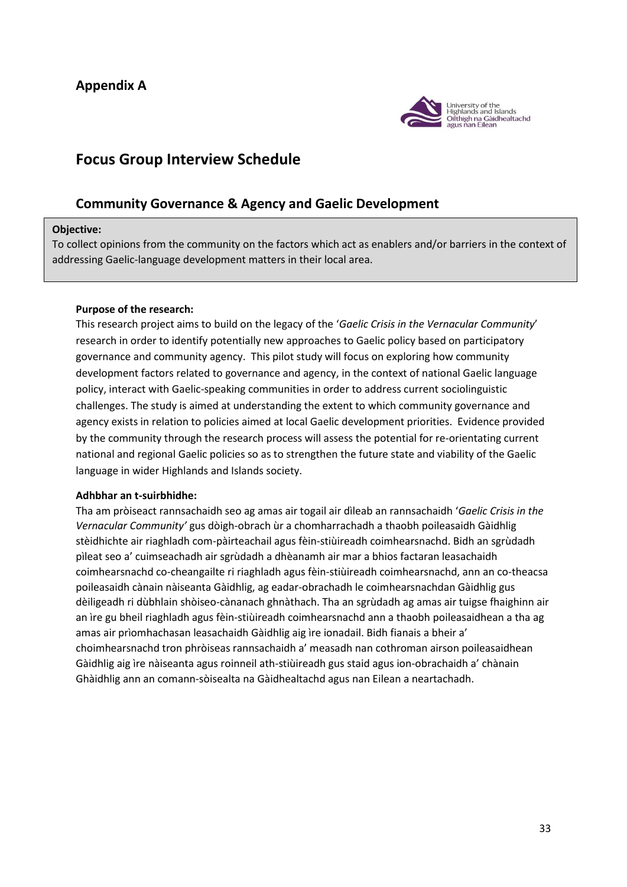## Appendix A

# Focus Group Interview Schedule

## Community Governance & Agency and Gaelic Development

**Objective:**
To collect opinions from the community on the factors which act as enablers and/or barriers in the context of addressing Gaelic-language development matters in their local area.

**Purpose of the research:**
This research project aims to build on the legacy of the '*Gaelic Crisis in the Vernacular Community*' research in order to identify potentially new approaches to Gaelic policy based on participatory governance and community agency. This pilot study will focus on exploring how community development factors related to governance and agency, in the context of national Gaelic language policy, interact with Gaelic-speaking communities in order to address current sociolinguistic challenges. The study is aimed at understanding the extent to which community governance and agency exists in relation to policies aimed at local Gaelic development priorities. Evidence provided by the community through the research process will assess the potential for re-orientating current national and regional Gaelic policies so as to strengthen the future state and viability of the Gaelic language in wider Highlands and Islands society.

**Adhbhar an t-suirbhidhe:**
Tha am pròiseact rannsachaidh seo ag amas air togail air dìleab an rannsachaidh '*Gaelic Crisis in the Vernacular Community'* gus dòigh-obrach ùr a chomharrachadh a thaobh poileasaidh Gàidhlig stèidhichte air riaghladh com-pàirteachail agus fèin-stiùireadh coimhearsnachd. Bidh an sgrùdadh pìleat seo a' cuimseachadh air sgrùdadh a dhèanamh air mar a bhios factaran leasachaidh coimhearsnachd co-cheangailte ri riaghladh agus fèin-stiùireadh coimhearsnachd, ann an co-theacsa poileasaidh cànain nàiseanta Gàidhlig, ag eadar-obrachadh le coimhearsnachdan Gàidhlig gus dèiligeadh ri dùbhlain shòiseo-cànanach ghnàthach. Tha an sgrùdadh ag amas air tuigse fhaighinn air an ìre gu bheil riaghladh agus fèin-stiùireadh coimhearsnachd ann a thaobh poileasaidhean a tha ag amas air prìomhachasan leasachaidh Gàidhlig aig ìre ionadail. Bidh fianais a bheir a' choimhearsnachd tron phròiseas rannsachaidh a' measadh nan cothroman airson poileasaidhean Gàidhlig aig ìre nàiseanta agus roinneil ath-stiùireadh gus staid agus ion-obrachaidh a' chànain Ghàidhlig ann an comann-sòisealta na Gàidhealtachd agus nan Eilean a neartachadh.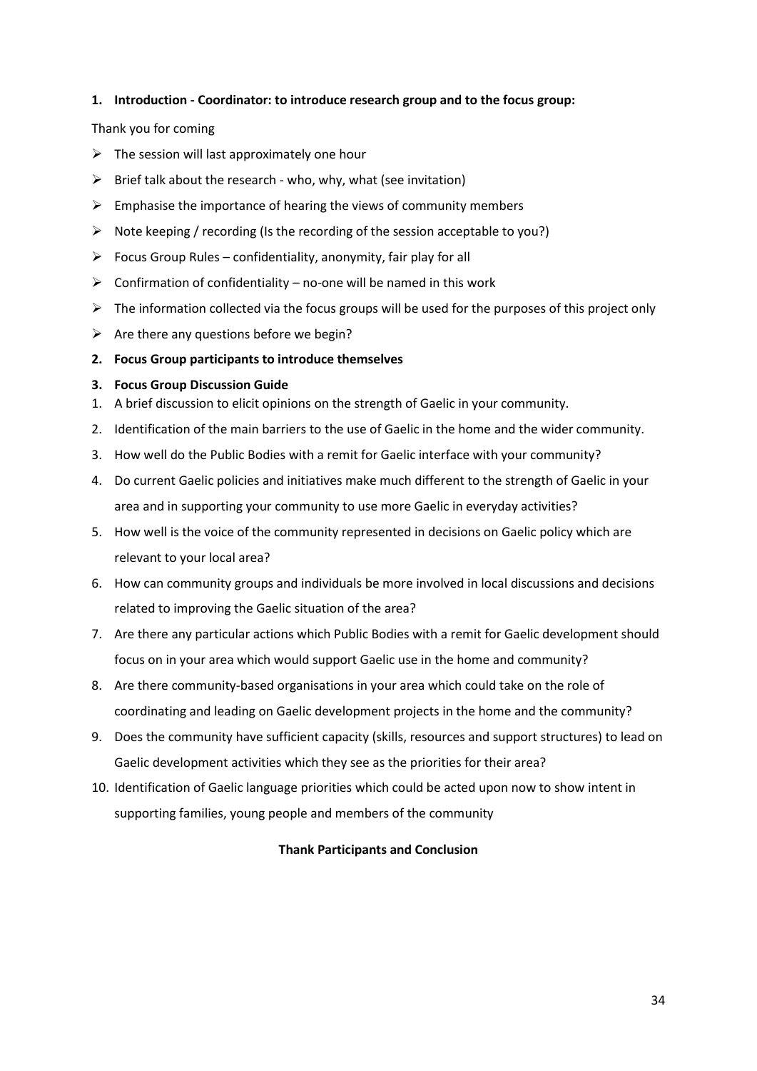1. **Introduction - Coordinator: to introduce research group and to the focus group:**

Thank you for coming

- The session will last approximately one hour
- Brief talk about the research - who, why, what (see invitation)
- Emphasise the importance of hearing the views of community members
- Note keeping / recording (Is the recording of the session acceptable to you?)
- Focus Group Rules – confidentiality, anonymity, fair play for all
- Confirmation of confidentiality – no-one will be named in this work
- The information collected via the focus groups will be used for the purposes of this project only
- Are there any questions before we begin?

2. **Focus Group participants to introduce themselves**

3. **Focus Group Discussion Guide**

1. A brief discussion to elicit opinions on the strength of Gaelic in your community.
2. Identification of the main barriers to the use of Gaelic in the home and the wider community.
3. How well do the Public Bodies with a remit for Gaelic interface with your community?
4. Do current Gaelic policies and initiatives make much different to the strength of Gaelic in your area and in supporting your community to use more Gaelic in everyday activities?
5. How well is the voice of the community represented in decisions on Gaelic policy which are relevant to your local area?
6. How can community groups and individuals be more involved in local discussions and decisions related to improving the Gaelic situation of the area?
7. Are there any particular actions which Public Bodies with a remit for Gaelic development should focus on in your area which would support Gaelic use in the home and community?
8. Are there community-based organisations in your area which could take on the role of coordinating and leading on Gaelic development projects in the home and the community?
9. Does the community have sufficient capacity (skills, resources and support structures) to lead on Gaelic development activities which they see as the priorities for their area?
10. Identification of Gaelic language priorities which could be acted upon now to show intent in supporting families, young people and members of the community

**Thank Participants and Conclusion**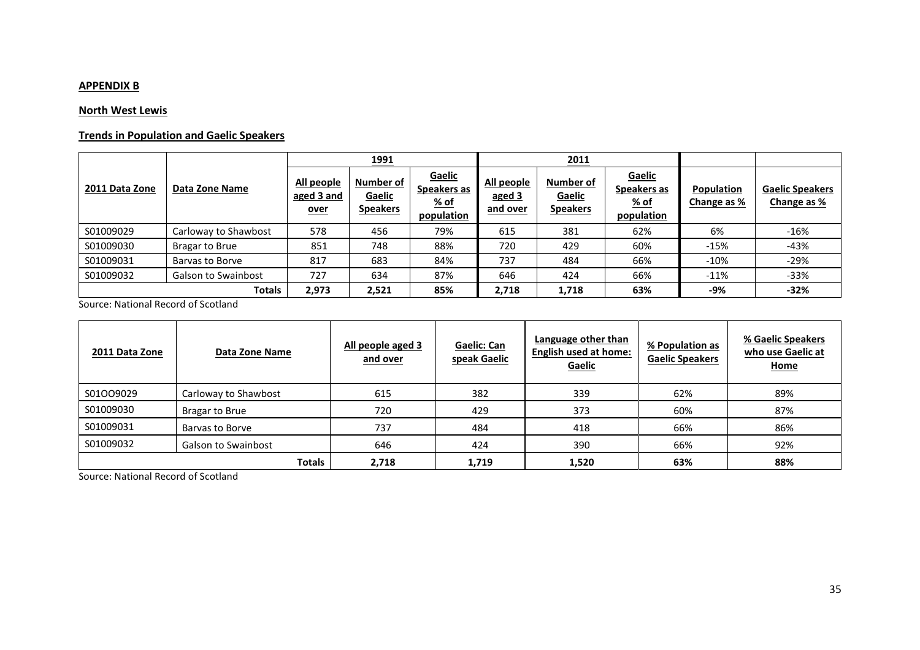**APPENDIX B**

**North West Lewis**

**Trends in Population and Gaelic Speakers**

| 2011 Data Zone | Data Zone Name | 1991 | | | 2011 | | | | |
|---|---|---|---|---|---|---|---|---|---|
| | | All people aged 3 and over | Number of Gaelic Speakers | Gaelic Speakers as % of population | All people aged 3 and over | Number of Gaelic Speakers | Gaelic Speakers as % of population | Population Change as % | Gaelic Speakers Change as % |
| S01009029 | Carloway to Shawbost | 578 | 456 | 79% | 615 | 381 | 62% | 6% | -16% |
| S01009030 | Bragar to Brue | 851 | 748 | 88% | 720 | 429 | 60% | -15% | -43% |
| S01009031 | Barvas to Borve | 817 | 683 | 84% | 737 | 484 | 66% | -10% | -29% |
| S01009032 | Galson to Swainbost | 727 | 634 | 87% | 646 | 424 | 66% | -11% | -33% |
| | **Totals** | **2,973** | **2,521** | **85%** | **2,718** | **1,718** | **63%** | **-9%** | **-32%** |

Source: National Record of Scotland

| 2011 Data Zone | Data Zone Name | All people aged 3 and over | Gaelic: Can speak Gaelic | Language other than English used at home: Gaelic | % Population as Gaelic Speakers | % Gaelic Speakers who use Gaelic at Home |
|---|---|---|---|---|---|---|
| S01OO9029 | Carloway to Shawbost | 615 | 382 | 339 | 62% | 89% |
| S01009030 | Bragar to Brue | 720 | 429 | 373 | 60% | 87% |
| S01009031 | Barvas to Borve | 737 | 484 | 418 | 66% | 86% |
| S01009032 | Galson to Swainbost | 646 | 424 | 390 | 66% | 92% |
| | **Totals** | **2,718** | **1,719** | **1,520** | **63%** | **88%** |

Source: National Record of Scotland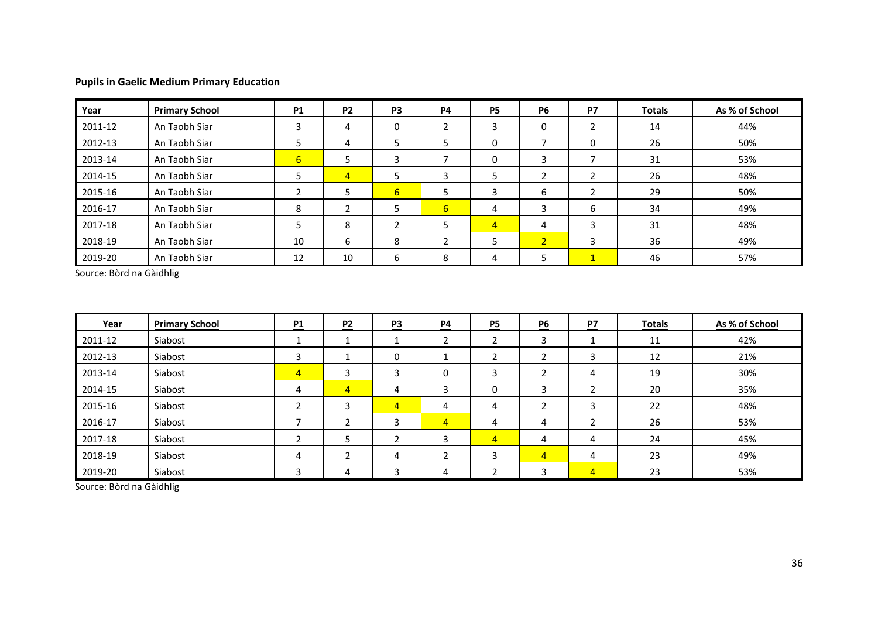**Pupils in Gaelic Medium Primary Education**

| Year | Primary School | P1 | P2 | P3 | P4 | P5 | P6 | P7 | Totals | As % of School |
|---|---|---|---|---|---|---|---|---|---|---|
| 2011-12 | An Taobh Siar | 3 | 4 | 0 | 2 | 3 | 0 | 2 | 14 | 44% |
| 2012-13 | An Taobh Siar | 5 | 4 | 5 | 5 | 0 | 7 | 0 | 26 | 50% |
| 2013-14 | An Taobh Siar | 6 | 5 | 3 | 7 | 0 | 3 | 7 | 31 | 53% |
| 2014-15 | An Taobh Siar | 5 | 4 | 5 | 3 | 5 | 2 | 2 | 26 | 48% |
| 2015-16 | An Taobh Siar | 2 | 5 | 6 | 5 | 3 | 6 | 2 | 29 | 50% |
| 2016-17 | An Taobh Siar | 8 | 2 | 5 | 6 | 4 | 3 | 6 | 34 | 49% |
| 2017-18 | An Taobh Siar | 5 | 8 | 2 | 5 | 4 | 4 | 3 | 31 | 48% |
| 2018-19 | An Taobh Siar | 10 | 6 | 8 | 2 | 5 | 2 | 3 | 36 | 49% |
| 2019-20 | An Taobh Siar | 12 | 10 | 6 | 8 | 4 | 5 | 1 | 46 | 57% |

Source: Bòrd na Gàidhlig

| Year | Primary School | P1 | P2 | P3 | P4 | P5 | P6 | P7 | Totals | As % of School |
|---|---|---|---|---|---|---|---|---|---|---|
| 2011-12 | Siabost | 1 | 1 | 1 | 2 | 2 | 3 | 1 | 11 | 42% |
| 2012-13 | Siabost | 3 | 1 | 0 | 1 | 2 | 2 | 3 | 12 | 21% |
| 2013-14 | Siabost | 4 | 3 | 3 | 0 | 3 | 2 | 4 | 19 | 30% |
| 2014-15 | Siabost | 4 | 4 | 4 | 3 | 0 | 3 | 2 | 20 | 35% |
| 2015-16 | Siabost | 2 | 3 | 4 | 4 | 4 | 2 | 3 | 22 | 48% |
| 2016-17 | Siabost | 7 | 2 | 3 | 4 | 4 | 4 | 2 | 26 | 53% |
| 2017-18 | Siabost | 2 | 5 | 2 | 3 | 4 | 4 | 4 | 24 | 45% |
| 2018-19 | Siabost | 4 | 2 | 4 | 2 | 3 | 4 | 4 | 23 | 49% |
| 2019-20 | Siabost | 3 | 4 | 3 | 4 | 2 | 3 | 4 | 23 | 53% |

Source: Bòrd na Gàidhlig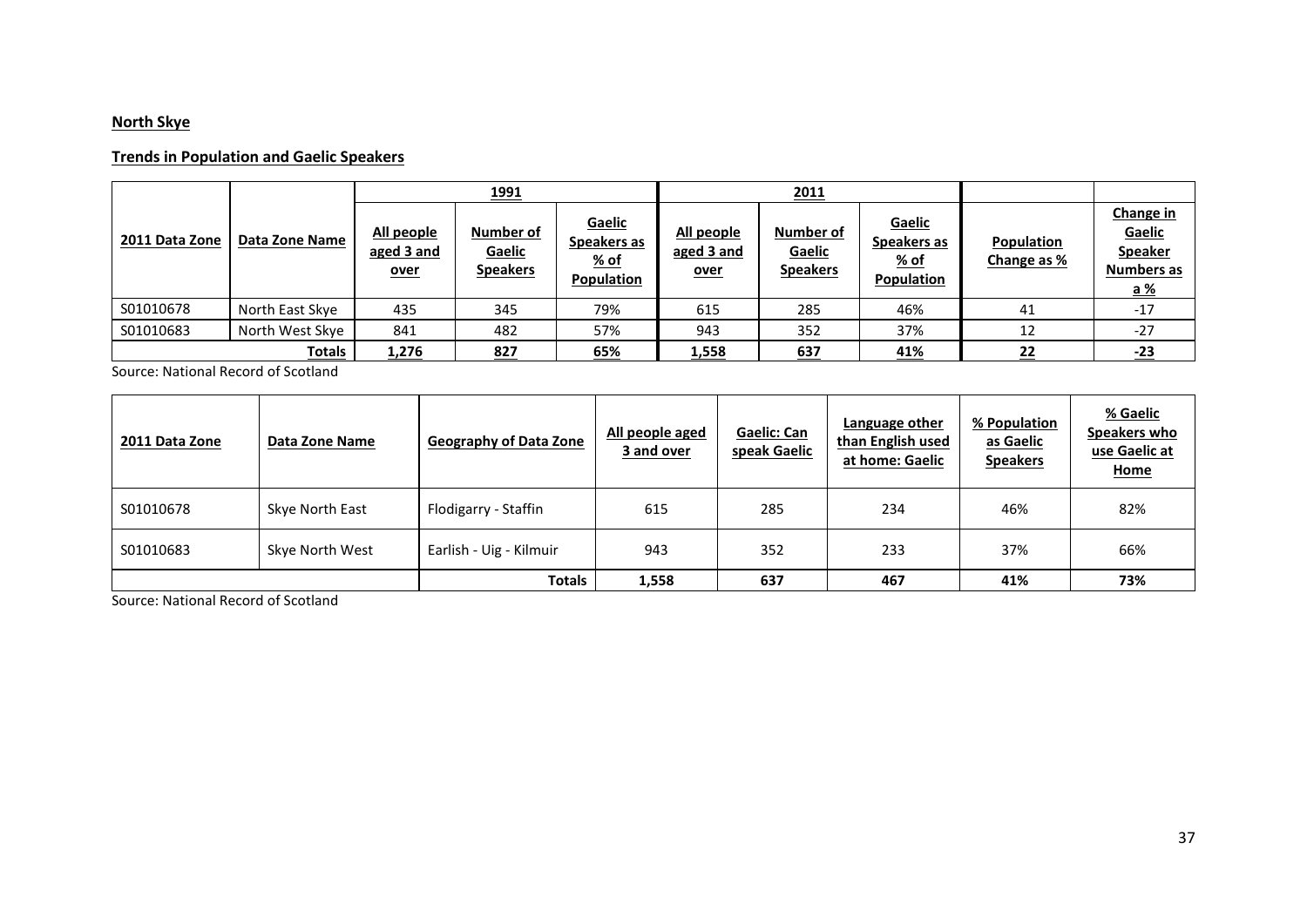**North Skye**

**Trends in Population and Gaelic Speakers**

| 2011 Data Zone | Data Zone Name | 1991 | | | 2011 | | | Population Change as % | Change in Gaelic Speaker Numbers as a % |
|---|---|---|---|---|---|---|---|---|---|
| | | All people aged 3 and over | Number of Gaelic Speakers | Gaelic Speakers as % of Population | All people aged 3 and over | Number of Gaelic Speakers | Gaelic Speakers as % of Population | | |
| S01010678 | North East Skye | 435 | 345 | 79% | 615 | 285 | 46% | 41 | -17 |
| S01010683 | North West Skye | 841 | 482 | 57% | 943 | 352 | 37% | 12 | -27 |
| | **Totals** | **1,276** | **827** | **65%** | **1,558** | **637** | **41%** | **22** | **-23** |

Source: National Record of Scotland

| 2011 Data Zone | Data Zone Name | Geography of Data Zone | All people aged 3 and over | Gaelic: Can speak Gaelic | Language other than English used at home: Gaelic | % Population as Gaelic Speakers | % Gaelic Speakers who use Gaelic at Home |
|---|---|---|---|---|---|---|---|
| S01010678 | Skye North East | Flodigarry - Staffin | 615 | 285 | 234 | 46% | 82% |
| S01010683 | Skye North West | Earlish - Uig - Kilmuir | 943 | 352 | 233 | 37% | 66% |
| | | **Totals** | **1,558** | **637** | **467** | **41%** | **73%** |

Source: National Record of Scotland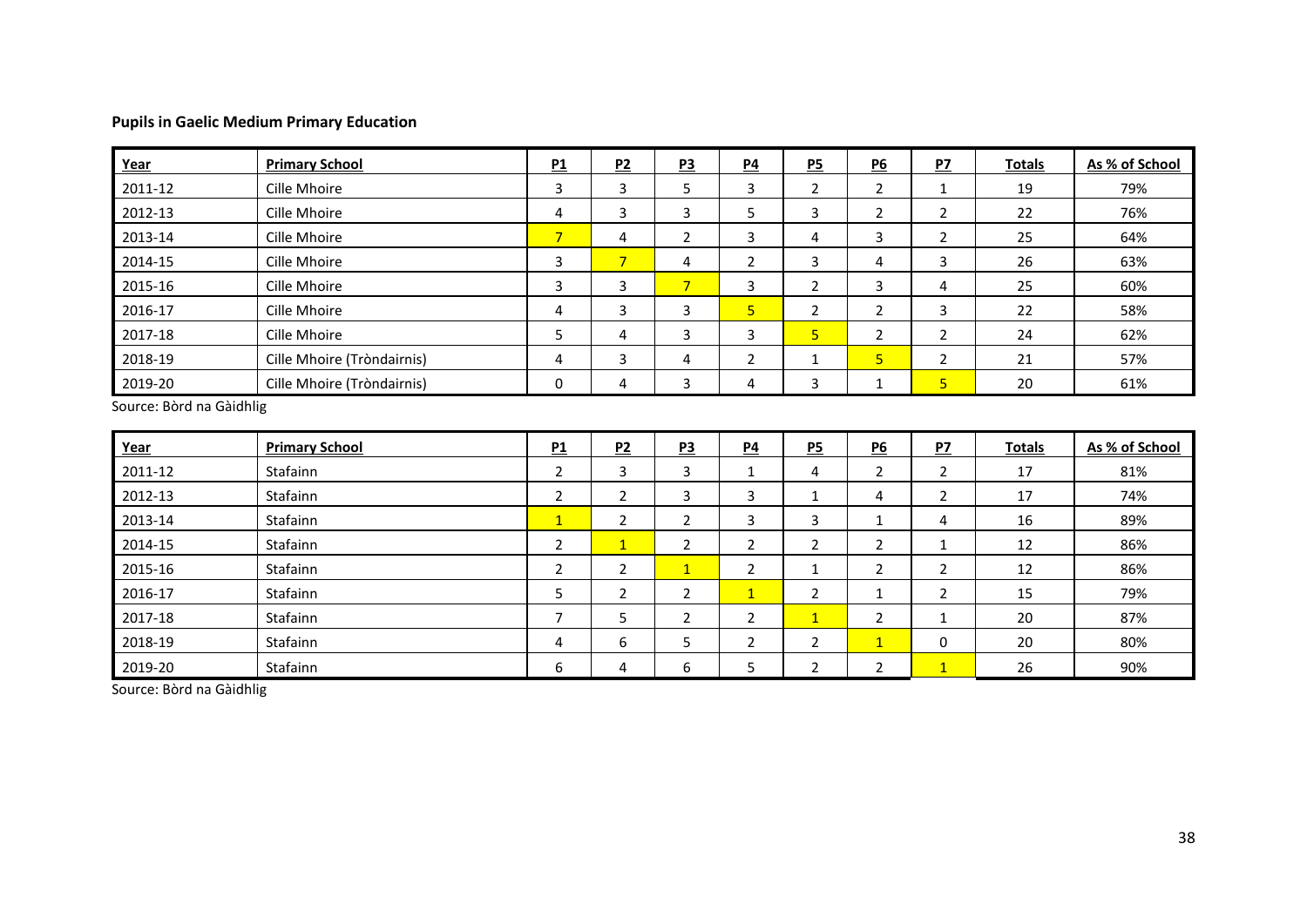**Pupils in Gaelic Medium Primary Education**

| Year | Primary School | P1 | P2 | P3 | P4 | P5 | P6 | P7 | Totals | As % of School |
|---|---|---|---|---|---|---|---|---|---|---|
| 2011-12 | Cille Mhoire | 3 | 3 | 5 | 3 | 2 | 2 | 1 | 19 | 79% |
| 2012-13 | Cille Mhoire | 4 | 3 | 3 | 5 | 3 | 2 | 2 | 22 | 76% |
| 2013-14 | Cille Mhoire | 7 | 4 | 2 | 3 | 4 | 3 | 2 | 25 | 64% |
| 2014-15 | Cille Mhoire | 3 | 7 | 4 | 2 | 3 | 4 | 3 | 26 | 63% |
| 2015-16 | Cille Mhoire | 3 | 3 | 7 | 3 | 2 | 3 | 4 | 25 | 60% |
| 2016-17 | Cille Mhoire | 4 | 3 | 3 | 5 | 2 | 2 | 3 | 22 | 58% |
| 2017-18 | Cille Mhoire | 5 | 4 | 3 | 3 | 5 | 2 | 2 | 24 | 62% |
| 2018-19 | Cille Mhoire (Tròndairnis) | 4 | 3 | 4 | 2 | 1 | 5 | 2 | 21 | 57% |
| 2019-20 | Cille Mhoire (Tròndairnis) | 0 | 4 | 3 | 4 | 3 | 1 | 5 | 20 | 61% |

Source: Bòrd na Gàidhlig

| Year | Primary School | P1 | P2 | P3 | P4 | P5 | P6 | P7 | Totals | As % of School |
|---|---|---|---|---|---|---|---|---|---|---|
| 2011-12 | Stafainn | 2 | 3 | 3 | 1 | 4 | 2 | 2 | 17 | 81% |
| 2012-13 | Stafainn | 2 | 2 | 3 | 3 | 1 | 4 | 2 | 17 | 74% |
| 2013-14 | Stafainn | 1 | 2 | 2 | 3 | 3 | 1 | 4 | 16 | 89% |
| 2014-15 | Stafainn | 2 | 1 | 2 | 2 | 2 | 2 | 1 | 12 | 86% |
| 2015-16 | Stafainn | 2 | 2 | 1 | 2 | 1 | 2 | 2 | 12 | 86% |
| 2016-17 | Stafainn | 5 | 2 | 2 | 1 | 2 | 1 | 2 | 15 | 79% |
| 2017-18 | Stafainn | 7 | 5 | 2 | 2 | 1 | 2 | 1 | 20 | 87% |
| 2018-19 | Stafainn | 4 | 6 | 5 | 2 | 2 | 1 | 0 | 20 | 80% |
| 2019-20 | Stafainn | 6 | 4 | 6 | 5 | 2 | 2 | 1 | 26 | 90% |

Source: Bòrd na Gàidhlig